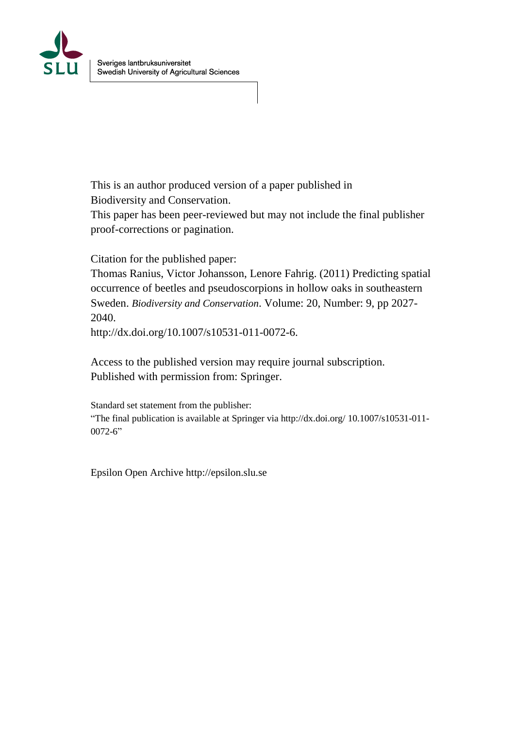Sveriges lantbruksuniversitet
Swedish University of Agricultural Sciences

This is an author produced version of a paper published in
Biodiversity and Conservation.
This paper has been peer-reviewed but may not include the final publisher proof-corrections or pagination.

Citation for the published paper:
Thomas Ranius, Victor Johansson, Lenore Fahrig. (2011) Predicting spatial occurrence of beetles and pseudoscorpions in hollow oaks in southeastern Sweden. *Biodiversity and Conservation*. Volume: 20, Number: 9, pp 2027-2040.
http://dx.doi.org/10.1007/s10531-011-0072-6.

Access to the published version may require journal subscription.
Published with permission from: Springer.

Standard set statement from the publisher:
"The final publication is available at Springer via http://dx.doi.org/ 10.1007/s10531-011-0072-6"

Epsilon Open Archive http://epsilon.slu.se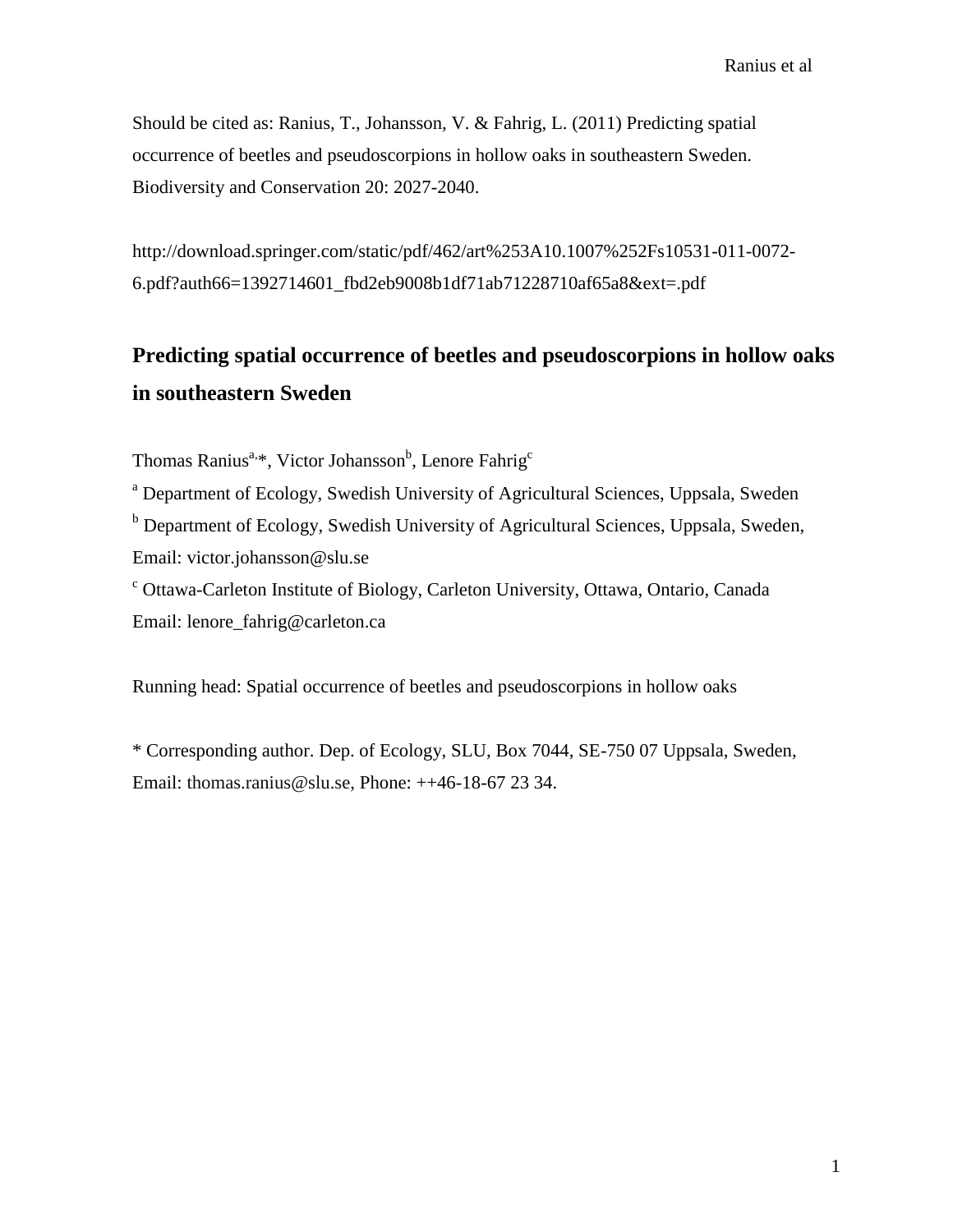Should be cited as: Ranius, T., Johansson, V. & Fahrig, L. (2011) Predicting spatial occurrence of beetles and pseudoscorpions in hollow oaks in southeastern Sweden. Biodiversity and Conservation 20: 2027-2040.

http://download.springer.com/static/pdf/462/art%253A10.1007%252Fs10531-011-0072-6.pdf?auth66=1392714601_fbd2eb9008b1df71ab71228710af65a8&ext=.pdf

# Predicting spatial occurrence of beetles and pseudoscorpions in hollow oaks in southeastern Sweden

Thomas Ranius[a,*], Victor Johansson[b], Lenore Fahrig[c]

[a] Department of Ecology, Swedish University of Agricultural Sciences, Uppsala, Sweden

[b] Department of Ecology, Swedish University of Agricultural Sciences, Uppsala, Sweden, Email: victor.johansson@slu.se

[c] Ottawa-Carleton Institute of Biology, Carleton University, Ottawa, Ontario, Canada Email: lenore_fahrig@carleton.ca

Running head: Spatial occurrence of beetles and pseudoscorpions in hollow oaks

* Corresponding author. Dep. of Ecology, SLU, Box 7044, SE-750 07 Uppsala, Sweden, Email: thomas.ranius@slu.se, Phone: ++46-18-67 23 34.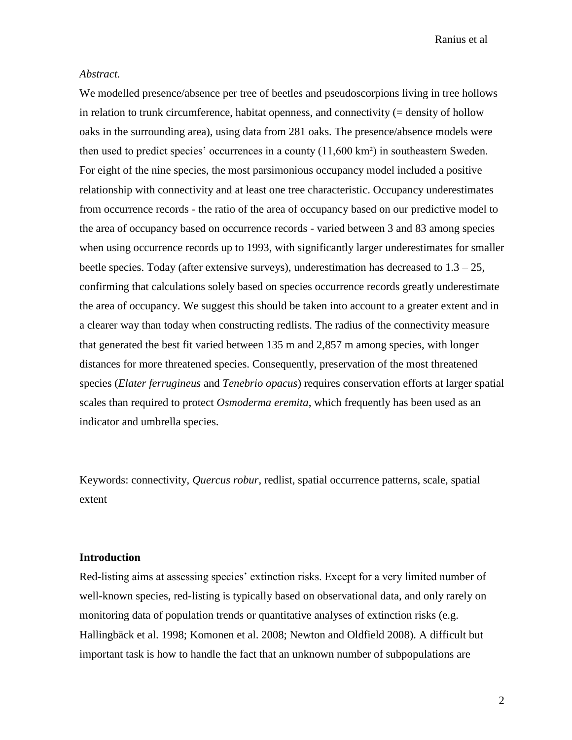*Abstract.*

We modelled presence/absence per tree of beetles and pseudoscorpions living in tree hollows in relation to trunk circumference, habitat openness, and connectivity (= density of hollow oaks in the surrounding area), using data from 281 oaks. The presence/absence models were then used to predict species' occurrences in a county (11,600 km²) in southeastern Sweden. For eight of the nine species, the most parsimonious occupancy model included a positive relationship with connectivity and at least one tree characteristic. Occupancy underestimates from occurrence records - the ratio of the area of occupancy based on our predictive model to the area of occupancy based on occurrence records - varied between 3 and 83 among species when using occurrence records up to 1993, with significantly larger underestimates for smaller beetle species. Today (after extensive surveys), underestimation has decreased to 1.3 – 25, confirming that calculations solely based on species occurrence records greatly underestimate the area of occupancy. We suggest this should be taken into account to a greater extent and in a clearer way than today when constructing redlists. The radius of the connectivity measure that generated the best fit varied between 135 m and 2,857 m among species, with longer distances for more threatened species. Consequently, preservation of the most threatened species (*Elater ferrugineus* and *Tenebrio opacus*) requires conservation efforts at larger spatial scales than required to protect *Osmoderma eremita*, which frequently has been used as an indicator and umbrella species.

Keywords: connectivity, *Quercus robur*, redlist, spatial occurrence patterns, scale, spatial extent

## Introduction

Red-listing aims at assessing species' extinction risks. Except for a very limited number of well-known species, red-listing is typically based on observational data, and only rarely on monitoring data of population trends or quantitative analyses of extinction risks (e.g. Hallingbäck et al. 1998; Komonen et al. 2008; Newton and Oldfield 2008). A difficult but important task is how to handle the fact that an unknown number of subpopulations are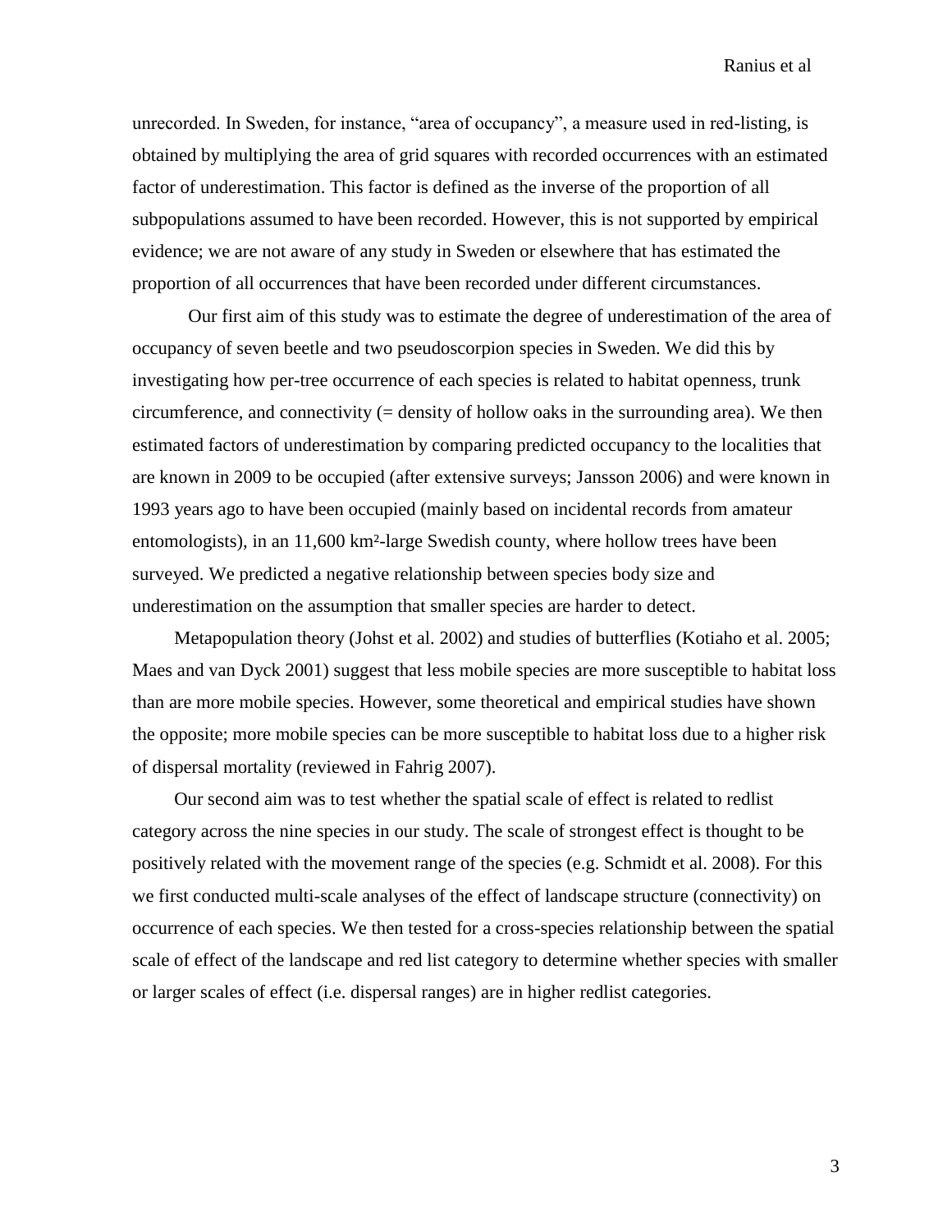unrecorded. In Sweden, for instance, "area of occupancy", a measure used in red-listing, is obtained by multiplying the area of grid squares with recorded occurrences with an estimated factor of underestimation. This factor is defined as the inverse of the proportion of all subpopulations assumed to have been recorded. However, this is not supported by empirical evidence; we are not aware of any study in Sweden or elsewhere that has estimated the proportion of all occurrences that have been recorded under different circumstances.

Our first aim of this study was to estimate the degree of underestimation of the area of occupancy of seven beetle and two pseudoscorpion species in Sweden. We did this by investigating how per-tree occurrence of each species is related to habitat openness, trunk circumference, and connectivity (= density of hollow oaks in the surrounding area). We then estimated factors of underestimation by comparing predicted occupancy to the localities that are known in 2009 to be occupied (after extensive surveys; Jansson 2006) and were known in 1993 years ago to have been occupied (mainly based on incidental records from amateur entomologists), in an 11,600 km²-large Swedish county, where hollow trees have been surveyed. We predicted a negative relationship between species body size and underestimation on the assumption that smaller species are harder to detect.

Metapopulation theory (Johst et al. 2002) and studies of butterflies (Kotiaho et al. 2005; Maes and van Dyck 2001) suggest that less mobile species are more susceptible to habitat loss than are more mobile species. However, some theoretical and empirical studies have shown the opposite; more mobile species can be more susceptible to habitat loss due to a higher risk of dispersal mortality (reviewed in Fahrig 2007).

Our second aim was to test whether the spatial scale of effect is related to redlist category across the nine species in our study. The scale of strongest effect is thought to be positively related with the movement range of the species (e.g. Schmidt et al. 2008). For this we first conducted multi-scale analyses of the effect of landscape structure (connectivity) on occurrence of each species. We then tested for a cross-species relationship between the spatial scale of effect of the landscape and red list category to determine whether species with smaller or larger scales of effect (i.e. dispersal ranges) are in higher redlist categories.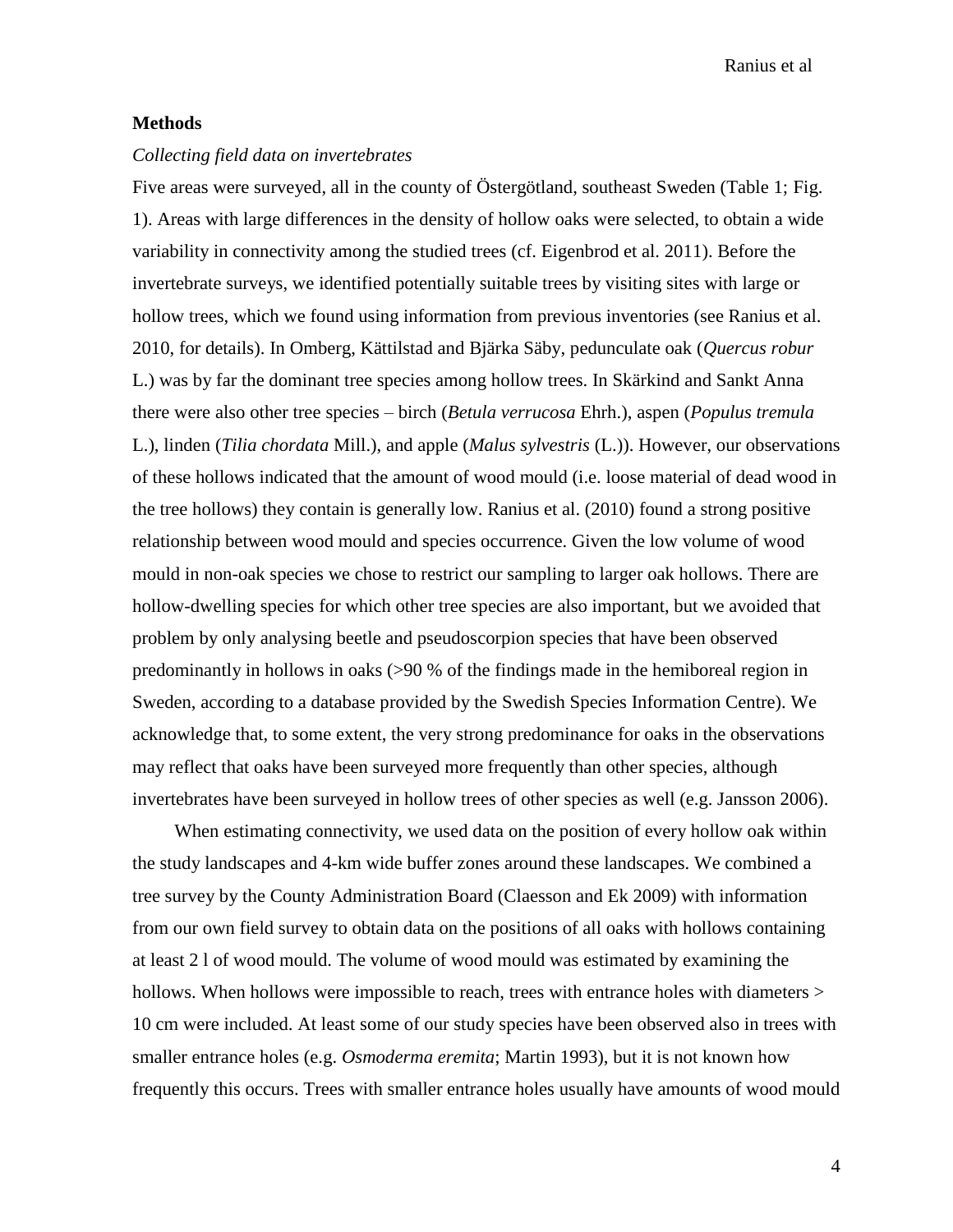## Methods

### *Collecting field data on invertebrates*

Five areas were surveyed, all in the county of Östergötland, southeast Sweden (Table 1; Fig. 1). Areas with large differences in the density of hollow oaks were selected, to obtain a wide variability in connectivity among the studied trees (cf. Eigenbrod et al. 2011). Before the invertebrate surveys, we identified potentially suitable trees by visiting sites with large or hollow trees, which we found using information from previous inventories (see Ranius et al. 2010, for details). In Omberg, Kättilstad and Bjärka Säby, pedunculate oak (*Quercus robur* L.) was by far the dominant tree species among hollow trees. In Skärkind and Sankt Anna there were also other tree species – birch (*Betula verrucosa* Ehrh.), aspen (*Populus tremula* L.), linden (*Tilia chordata* Mill.), and apple (*Malus sylvestris* (L.)). However, our observations of these hollows indicated that the amount of wood mould (i.e. loose material of dead wood in the tree hollows) they contain is generally low. Ranius et al. (2010) found a strong positive relationship between wood mould and species occurrence. Given the low volume of wood mould in non-oak species we chose to restrict our sampling to larger oak hollows. There are hollow-dwelling species for which other tree species are also important, but we avoided that problem by only analysing beetle and pseudoscorpion species that have been observed predominantly in hollows in oaks (>90 % of the findings made in the hemiboreal region in Sweden, according to a database provided by the Swedish Species Information Centre). We acknowledge that, to some extent, the very strong predominance for oaks in the observations may reflect that oaks have been surveyed more frequently than other species, although invertebrates have been surveyed in hollow trees of other species as well (e.g. Jansson 2006).

When estimating connectivity, we used data on the position of every hollow oak within the study landscapes and 4-km wide buffer zones around these landscapes. We combined a tree survey by the County Administration Board (Claesson and Ek 2009) with information from our own field survey to obtain data on the positions of all oaks with hollows containing at least 2 l of wood mould. The volume of wood mould was estimated by examining the hollows. When hollows were impossible to reach, trees with entrance holes with diameters > 10 cm were included. At least some of our study species have been observed also in trees with smaller entrance holes (e.g. *Osmoderma eremita*; Martin 1993), but it is not known how frequently this occurs. Trees with smaller entrance holes usually have amounts of wood mould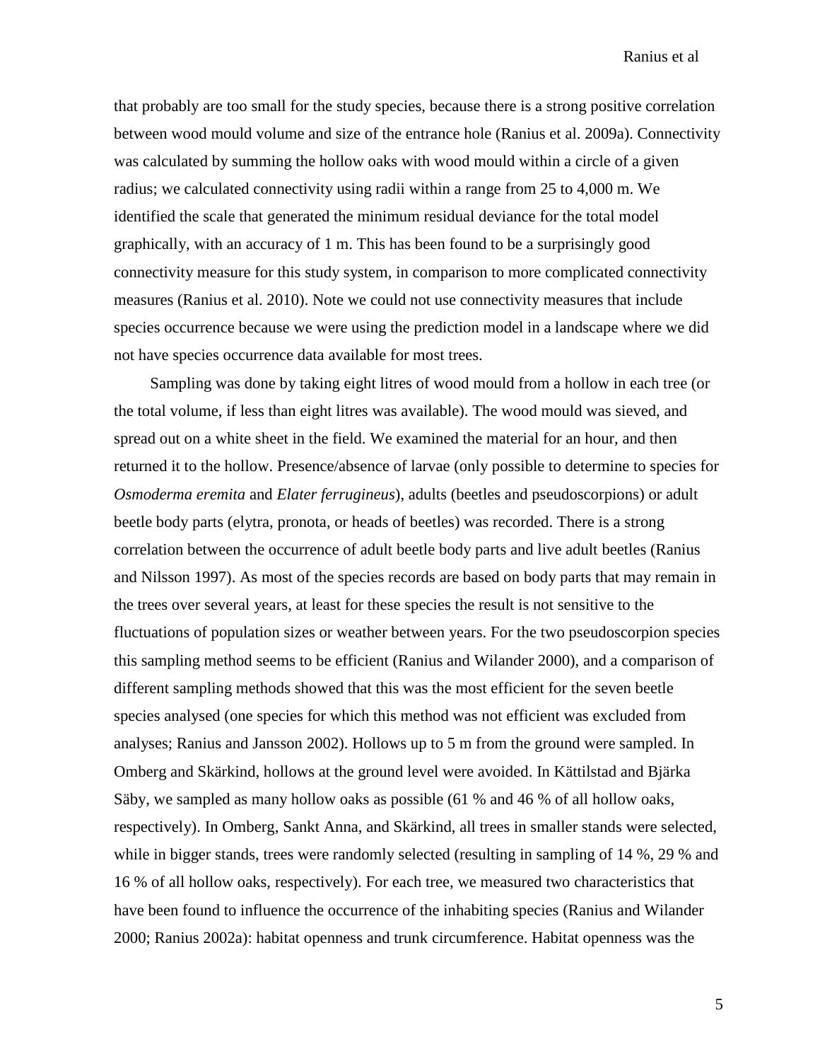that probably are too small for the study species, because there is a strong positive correlation between wood mould volume and size of the entrance hole (Ranius et al. 2009a). Connectivity was calculated by summing the hollow oaks with wood mould within a circle of a given radius; we calculated connectivity using radii within a range from 25 to 4,000 m. We identified the scale that generated the minimum residual deviance for the total model graphically, with an accuracy of 1 m. This has been found to be a surprisingly good connectivity measure for this study system, in comparison to more complicated connectivity measures (Ranius et al. 2010). Note we could not use connectivity measures that include species occurrence because we were using the prediction model in a landscape where we did not have species occurrence data available for most trees.

Sampling was done by taking eight litres of wood mould from a hollow in each tree (or the total volume, if less than eight litres was available). The wood mould was sieved, and spread out on a white sheet in the field. We examined the material for an hour, and then returned it to the hollow. Presence/absence of larvae (only possible to determine to species for *Osmoderma eremita* and *Elater ferrugineus*), adults (beetles and pseudoscorpions) or adult beetle body parts (elytra, pronota, or heads of beetles) was recorded. There is a strong correlation between the occurrence of adult beetle body parts and live adult beetles (Ranius and Nilsson 1997). As most of the species records are based on body parts that may remain in the trees over several years, at least for these species the result is not sensitive to the fluctuations of population sizes or weather between years. For the two pseudoscorpion species this sampling method seems to be efficient (Ranius and Wilander 2000), and a comparison of different sampling methods showed that this was the most efficient for the seven beetle species analysed (one species for which this method was not efficient was excluded from analyses; Ranius and Jansson 2002). Hollows up to 5 m from the ground were sampled. In Omberg and Skärkind, hollows at the ground level were avoided. In Kättilstad and Bjärka Säby, we sampled as many hollow oaks as possible (61 % and 46 % of all hollow oaks, respectively). In Omberg, Sankt Anna, and Skärkind, all trees in smaller stands were selected, while in bigger stands, trees were randomly selected (resulting in sampling of 14 %, 29 % and 16 % of all hollow oaks, respectively). For each tree, we measured two characteristics that have been found to influence the occurrence of the inhabiting species (Ranius and Wilander 2000; Ranius 2002a): habitat openness and trunk circumference. Habitat openness was the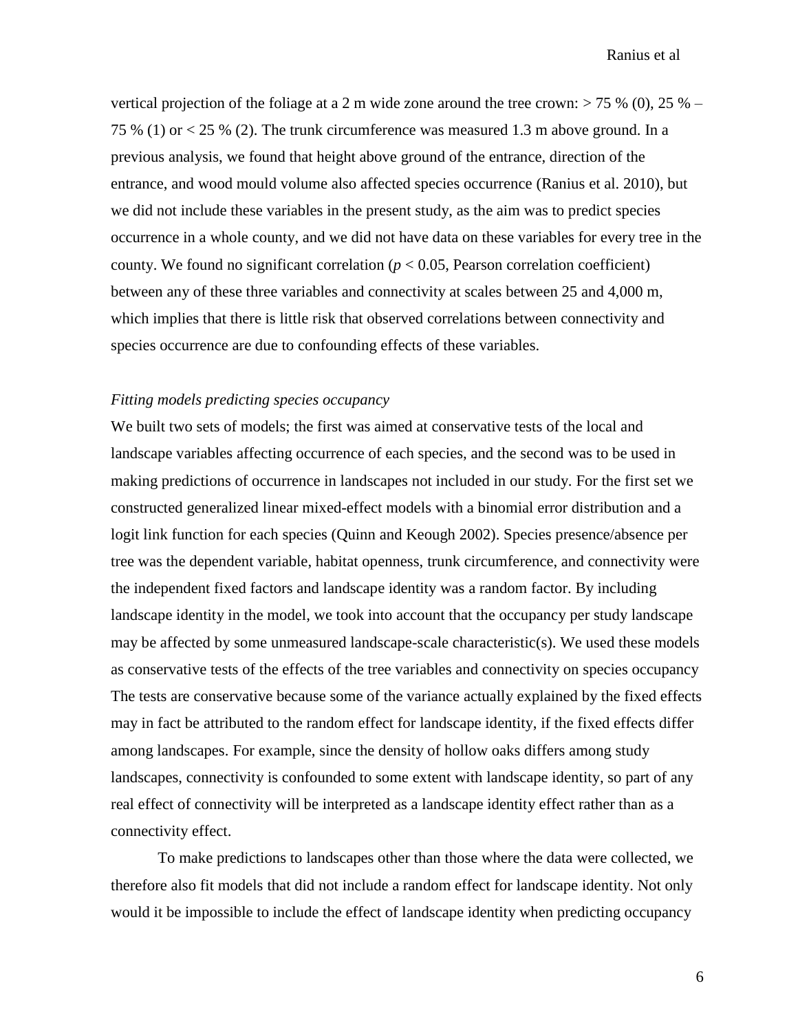vertical projection of the foliage at a 2 m wide zone around the tree crown: > 75 % (0), 25 % – 75 % (1) or < 25 % (2). The trunk circumference was measured 1.3 m above ground. In a previous analysis, we found that height above ground of the entrance, direction of the entrance, and wood mould volume also affected species occurrence (Ranius et al. 2010), but we did not include these variables in the present study, as the aim was to predict species occurrence in a whole county, and we did not have data on these variables for every tree in the county. We found no significant correlation ($p < 0.05$, Pearson correlation coefficient) between any of these three variables and connectivity at scales between 25 and 4,000 m, which implies that there is little risk that observed correlations between connectivity and species occurrence are due to confounding effects of these variables.

### *Fitting models predicting species occupancy*

We built two sets of models; the first was aimed at conservative tests of the local and landscape variables affecting occurrence of each species, and the second was to be used in making predictions of occurrence in landscapes not included in our study. For the first set we constructed generalized linear mixed-effect models with a binomial error distribution and a logit link function for each species (Quinn and Keough 2002). Species presence/absence per tree was the dependent variable, habitat openness, trunk circumference, and connectivity were the independent fixed factors and landscape identity was a random factor. By including landscape identity in the model, we took into account that the occupancy per study landscape may be affected by some unmeasured landscape-scale characteristic(s). We used these models as conservative tests of the effects of the tree variables and connectivity on species occupancy The tests are conservative because some of the variance actually explained by the fixed effects may in fact be attributed to the random effect for landscape identity, if the fixed effects differ among landscapes. For example, since the density of hollow oaks differs among study landscapes, connectivity is confounded to some extent with landscape identity, so part of any real effect of connectivity will be interpreted as a landscape identity effect rather than as a connectivity effect.

To make predictions to landscapes other than those where the data were collected, we therefore also fit models that did not include a random effect for landscape identity. Not only would it be impossible to include the effect of landscape identity when predicting occupancy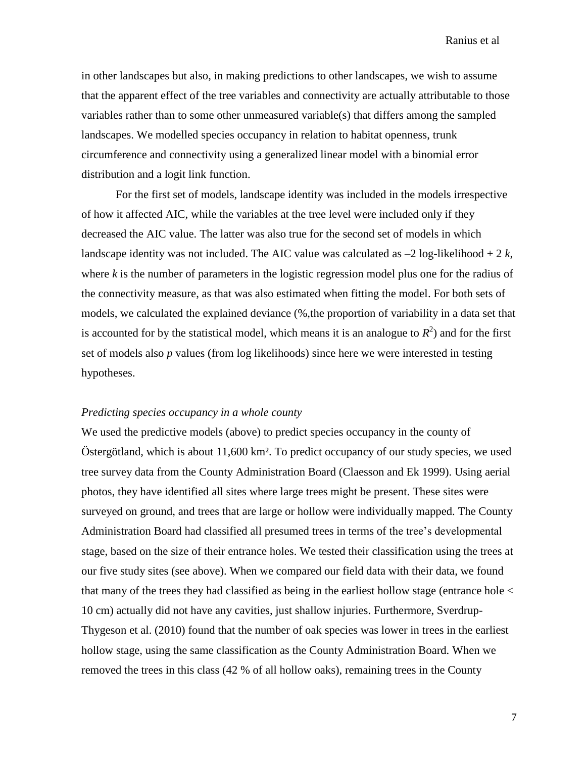in other landscapes but also, in making predictions to other landscapes, we wish to assume that the apparent effect of the tree variables and connectivity are actually attributable to those variables rather than to some other unmeasured variable(s) that differs among the sampled landscapes. We modelled species occupancy in relation to habitat openness, trunk circumference and connectivity using a generalized linear model with a binomial error distribution and a logit link function.

For the first set of models, landscape identity was included in the models irrespective of how it affected AIC, while the variables at the tree level were included only if they decreased the AIC value. The latter was also true for the second set of models in which landscape identity was not included. The AIC value was calculated as –2 log-likelihood + 2 $k$, where $k$ is the number of parameters in the logistic regression model plus one for the radius of the connectivity measure, as that was also estimated when fitting the model. For both sets of models, we calculated the explained deviance (%,the proportion of variability in a data set that is accounted for by the statistical model, which means it is an analogue to $R^2$) and for the first set of models also $p$ values (from log likelihoods) since here we were interested in testing hypotheses.

*Predicting species occupancy in a whole county*

We used the predictive models (above) to predict species occupancy in the county of Östergötland, which is about 11,600 km². To predict occupancy of our study species, we used tree survey data from the County Administration Board (Claesson and Ek 1999). Using aerial photos, they have identified all sites where large trees might be present. These sites were surveyed on ground, and trees that are large or hollow were individually mapped. The County Administration Board had classified all presumed trees in terms of the tree's developmental stage, based on the size of their entrance holes. We tested their classification using the trees at our five study sites (see above). When we compared our field data with their data, we found that many of the trees they had classified as being in the earliest hollow stage (entrance hole < 10 cm) actually did not have any cavities, just shallow injuries. Furthermore, Sverdrup-Thygeson et al. (2010) found that the number of oak species was lower in trees in the earliest hollow stage, using the same classification as the County Administration Board. When we removed the trees in this class (42 % of all hollow oaks), remaining trees in the County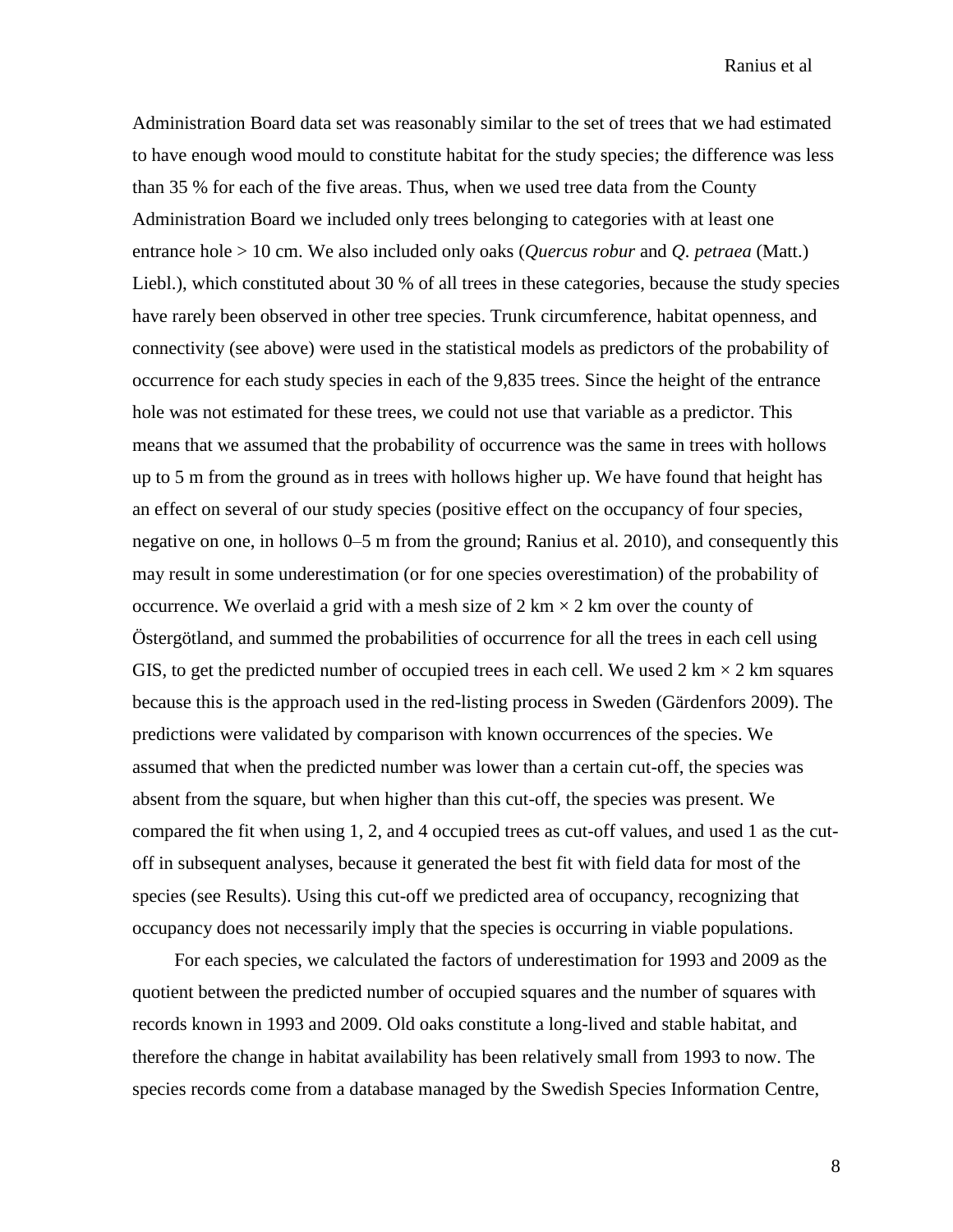Administration Board data set was reasonably similar to the set of trees that we had estimated to have enough wood mould to constitute habitat for the study species; the difference was less than 35 % for each of the five areas. Thus, when we used tree data from the County Administration Board we included only trees belonging to categories with at least one entrance hole > 10 cm. We also included only oaks (*Quercus robur* and *Q. petraea* (Matt.) Liebl.), which constituted about 30 % of all trees in these categories, because the study species have rarely been observed in other tree species. Trunk circumference, habitat openness, and connectivity (see above) were used in the statistical models as predictors of the probability of occurrence for each study species in each of the 9,835 trees. Since the height of the entrance hole was not estimated for these trees, we could not use that variable as a predictor. This means that we assumed that the probability of occurrence was the same in trees with hollows up to 5 m from the ground as in trees with hollows higher up. We have found that height has an effect on several of our study species (positive effect on the occupancy of four species, negative on one, in hollows 0–5 m from the ground; Ranius et al. 2010), and consequently this may result in some underestimation (or for one species overestimation) of the probability of occurrence. We overlaid a grid with a mesh size of 2 km × 2 km over the county of Östergötland, and summed the probabilities of occurrence for all the trees in each cell using GIS, to get the predicted number of occupied trees in each cell. We used 2 km × 2 km squares because this is the approach used in the red-listing process in Sweden (Gärdenfors 2009). The predictions were validated by comparison with known occurrences of the species. We assumed that when the predicted number was lower than a certain cut-off, the species was absent from the square, but when higher than this cut-off, the species was present. We compared the fit when using 1, 2, and 4 occupied trees as cut-off values, and used 1 as the cut-off in subsequent analyses, because it generated the best fit with field data for most of the species (see Results). Using this cut-off we predicted area of occupancy, recognizing that occupancy does not necessarily imply that the species is occurring in viable populations.

For each species, we calculated the factors of underestimation for 1993 and 2009 as the quotient between the predicted number of occupied squares and the number of squares with records known in 1993 and 2009. Old oaks constitute a long-lived and stable habitat, and therefore the change in habitat availability has been relatively small from 1993 to now. The species records come from a database managed by the Swedish Species Information Centre,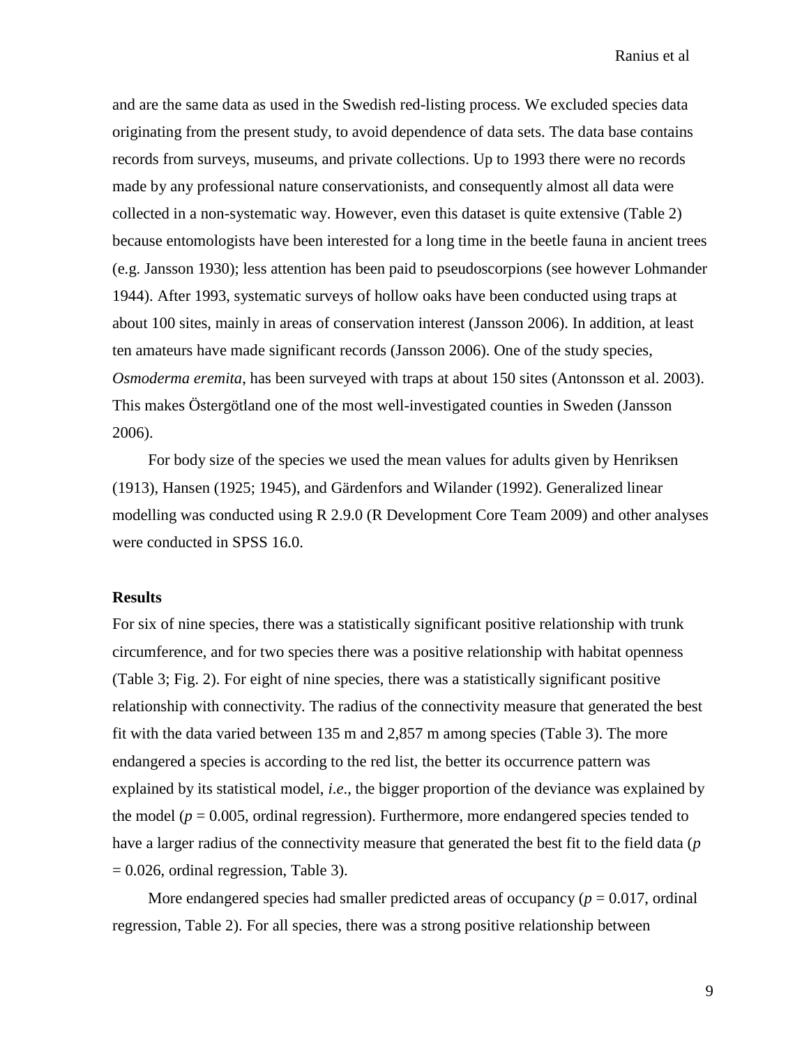and are the same data as used in the Swedish red-listing process. We excluded species data originating from the present study, to avoid dependence of data sets. The data base contains records from surveys, museums, and private collections. Up to 1993 there were no records made by any professional nature conservationists, and consequently almost all data were collected in a non-systematic way. However, even this dataset is quite extensive (Table 2) because entomologists have been interested for a long time in the beetle fauna in ancient trees (e.g. Jansson 1930); less attention has been paid to pseudoscorpions (see however Lohmander 1944). After 1993, systematic surveys of hollow oaks have been conducted using traps at about 100 sites, mainly in areas of conservation interest (Jansson 2006). In addition, at least ten amateurs have made significant records (Jansson 2006). One of the study species, *Osmoderma eremita*, has been surveyed with traps at about 150 sites (Antonsson et al. 2003). This makes Östergötland one of the most well-investigated counties in Sweden (Jansson 2006).

For body size of the species we used the mean values for adults given by Henriksen (1913), Hansen (1925; 1945), and Gärdenfors and Wilander (1992). Generalized linear modelling was conducted using R 2.9.0 (R Development Core Team 2009) and other analyses were conducted in SPSS 16.0.

## Results

For six of nine species, there was a statistically significant positive relationship with trunk circumference, and for two species there was a positive relationship with habitat openness (Table 3; Fig. 2). For eight of nine species, there was a statistically significant positive relationship with connectivity. The radius of the connectivity measure that generated the best fit with the data varied between 135 m and 2,857 m among species (Table 3). The more endangered a species is according to the red list, the better its occurrence pattern was explained by its statistical model, *i.e.*, the bigger proportion of the deviance was explained by the model ($p = 0.005$, ordinal regression). Furthermore, more endangered species tended to have a larger radius of the connectivity measure that generated the best fit to the field data ($p = 0.026$, ordinal regression, Table 3).

More endangered species had smaller predicted areas of occupancy ($p = 0.017$, ordinal regression, Table 2). For all species, there was a strong positive relationship between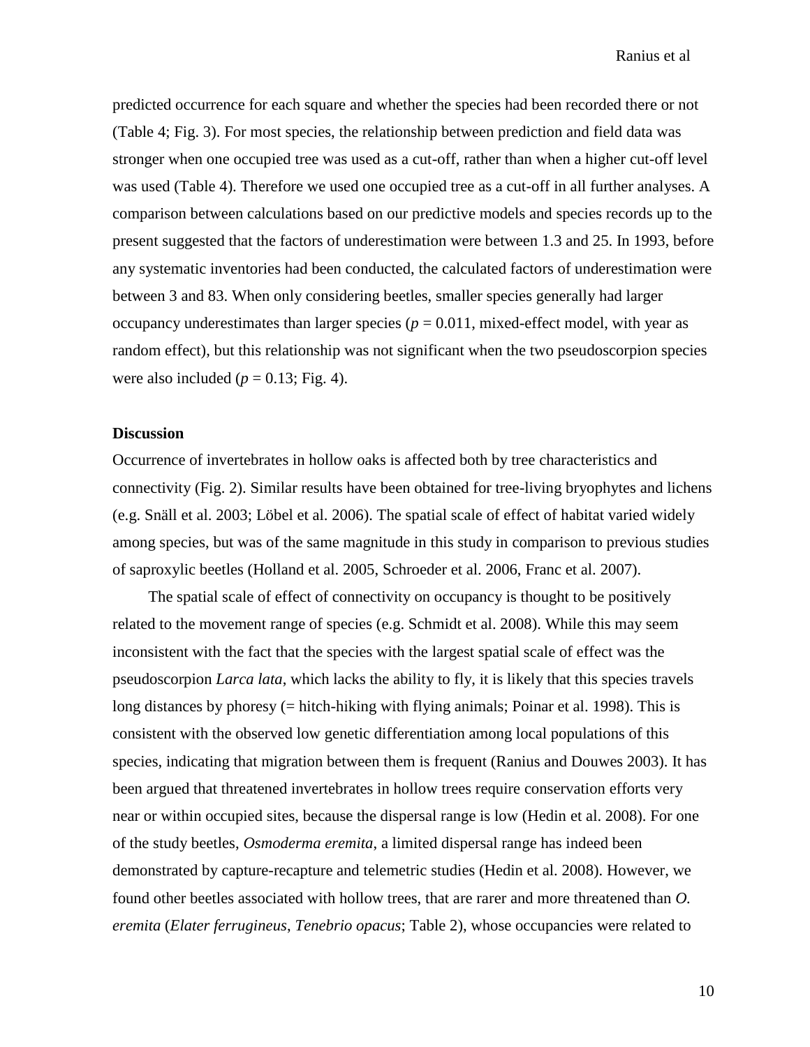predicted occurrence for each square and whether the species had been recorded there or not (Table 4; Fig. 3). For most species, the relationship between prediction and field data was stronger when one occupied tree was used as a cut-off, rather than when a higher cut-off level was used (Table 4). Therefore we used one occupied tree as a cut-off in all further analyses. A comparison between calculations based on our predictive models and species records up to the present suggested that the factors of underestimation were between 1.3 and 25. In 1993, before any systematic inventories had been conducted, the calculated factors of underestimation were between 3 and 83. When only considering beetles, smaller species generally had larger occupancy underestimates than larger species ($p = 0.011$, mixed-effect model, with year as random effect), but this relationship was not significant when the two pseudoscorpion species were also included ($p = 0.13$; Fig. 4).

## Discussion

Occurrence of invertebrates in hollow oaks is affected both by tree characteristics and connectivity (Fig. 2). Similar results have been obtained for tree-living bryophytes and lichens (e.g. Snäll et al. 2003; Löbel et al. 2006). The spatial scale of effect of habitat varied widely among species, but was of the same magnitude in this study in comparison to previous studies of saproxylic beetles (Holland et al. 2005, Schroeder et al. 2006, Franc et al. 2007).

The spatial scale of effect of connectivity on occupancy is thought to be positively related to the movement range of species (e.g. Schmidt et al. 2008). While this may seem inconsistent with the fact that the species with the largest spatial scale of effect was the pseudoscorpion *Larca lata*, which lacks the ability to fly, it is likely that this species travels long distances by phoresy (= hitch-hiking with flying animals; Poinar et al. 1998). This is consistent with the observed low genetic differentiation among local populations of this species, indicating that migration between them is frequent (Ranius and Douwes 2003). It has been argued that threatened invertebrates in hollow trees require conservation efforts very near or within occupied sites, because the dispersal range is low (Hedin et al. 2008). For one of the study beetles, *Osmoderma eremita*, a limited dispersal range has indeed been demonstrated by capture-recapture and telemetric studies (Hedin et al. 2008). However, we found other beetles associated with hollow trees, that are rarer and more threatened than *O. eremita* (*Elater ferrugineus*, *Tenebrio opacus*; Table 2), whose occupancies were related to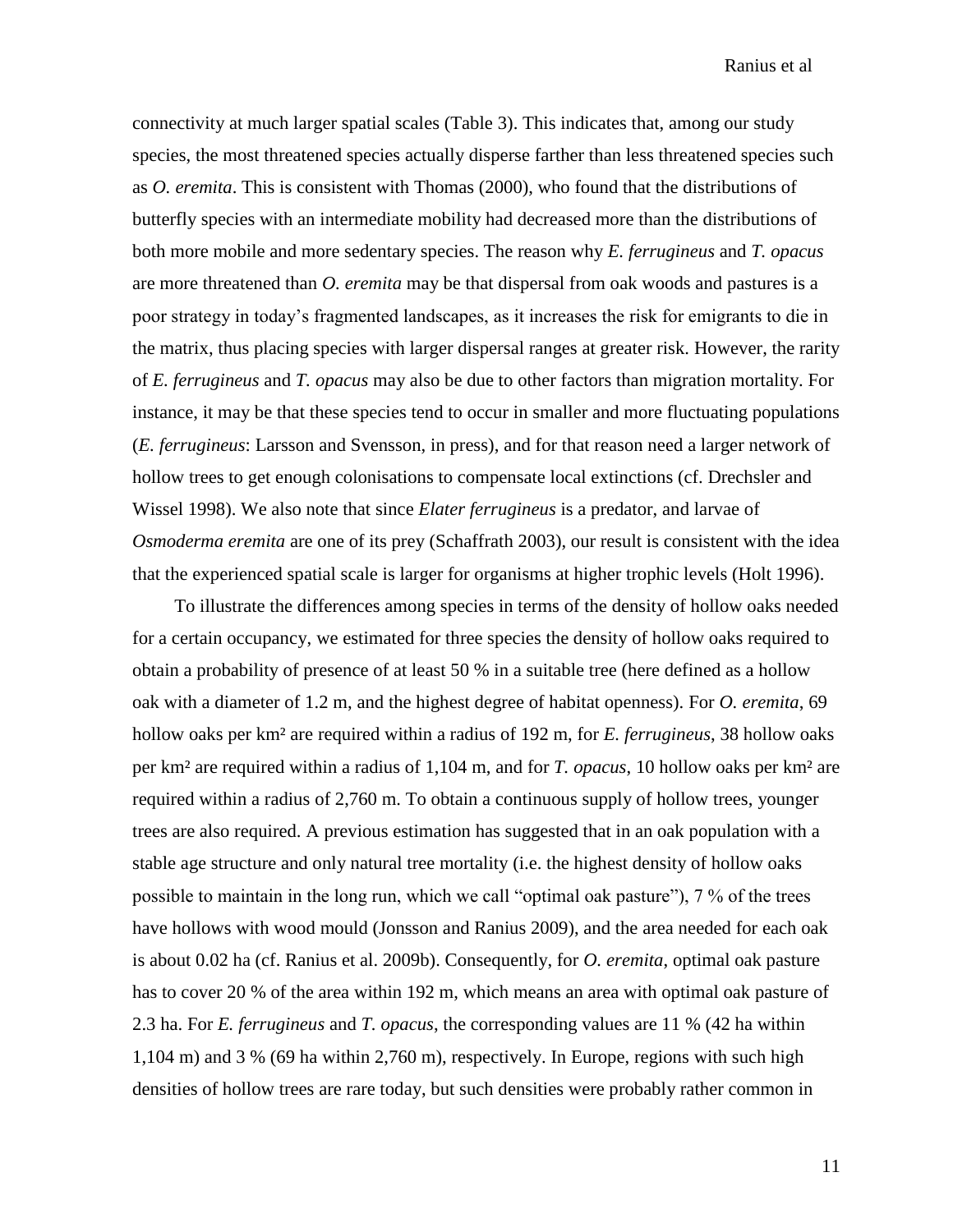connectivity at much larger spatial scales (Table 3). This indicates that, among our study species, the most threatened species actually disperse farther than less threatened species such as *O. eremita*. This is consistent with Thomas (2000), who found that the distributions of butterfly species with an intermediate mobility had decreased more than the distributions of both more mobile and more sedentary species. The reason why *E. ferrugineus* and *T. opacus* are more threatened than *O. eremita* may be that dispersal from oak woods and pastures is a poor strategy in today's fragmented landscapes, as it increases the risk for emigrants to die in the matrix, thus placing species with larger dispersal ranges at greater risk. However, the rarity of *E. ferrugineus* and *T. opacus* may also be due to other factors than migration mortality. For instance, it may be that these species tend to occur in smaller and more fluctuating populations (*E. ferrugineus*: Larsson and Svensson, in press), and for that reason need a larger network of hollow trees to get enough colonisations to compensate local extinctions (cf. Drechsler and Wissel 1998). We also note that since *Elater ferrugineus* is a predator, and larvae of *Osmoderma eremita* are one of its prey (Schaffrath 2003), our result is consistent with the idea that the experienced spatial scale is larger for organisms at higher trophic levels (Holt 1996).

To illustrate the differences among species in terms of the density of hollow oaks needed for a certain occupancy, we estimated for three species the density of hollow oaks required to obtain a probability of presence of at least 50 % in a suitable tree (here defined as a hollow oak with a diameter of 1.2 m, and the highest degree of habitat openness). For *O. eremita*, 69 hollow oaks per km² are required within a radius of 192 m, for *E. ferrugineus*, 38 hollow oaks per km² are required within a radius of 1,104 m, and for *T. opacus*, 10 hollow oaks per km² are required within a radius of 2,760 m. To obtain a continuous supply of hollow trees, younger trees are also required. A previous estimation has suggested that in an oak population with a stable age structure and only natural tree mortality (i.e. the highest density of hollow oaks possible to maintain in the long run, which we call "optimal oak pasture"), 7 % of the trees have hollows with wood mould (Jonsson and Ranius 2009), and the area needed for each oak is about 0.02 ha (cf. Ranius et al. 2009b). Consequently, for *O. eremita*, optimal oak pasture has to cover 20 % of the area within 192 m, which means an area with optimal oak pasture of 2.3 ha. For *E. ferrugineus* and *T. opacus*, the corresponding values are 11 % (42 ha within 1,104 m) and 3 % (69 ha within 2,760 m), respectively. In Europe, regions with such high densities of hollow trees are rare today, but such densities were probably rather common in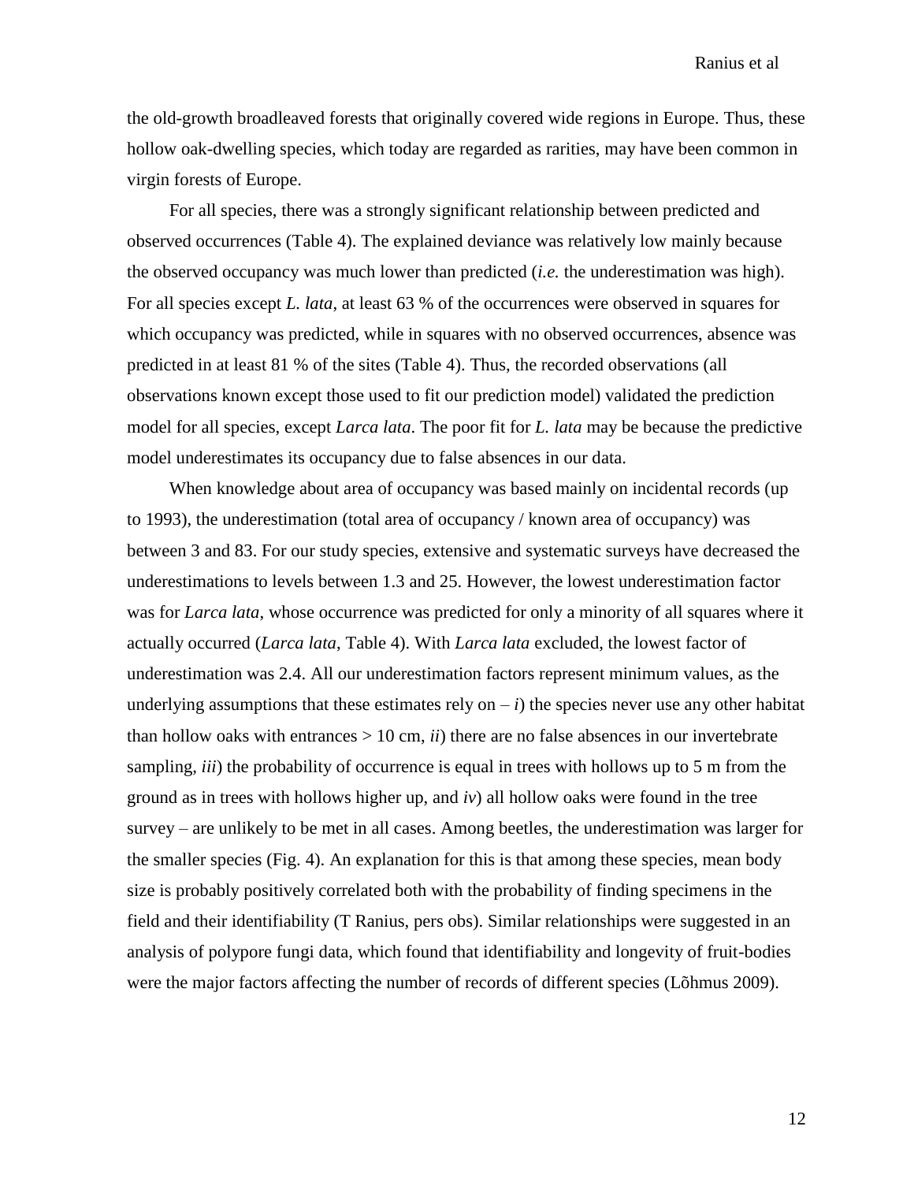the old-growth broadleaved forests that originally covered wide regions in Europe. Thus, these hollow oak-dwelling species, which today are regarded as rarities, may have been common in virgin forests of Europe.

For all species, there was a strongly significant relationship between predicted and observed occurrences (Table 4). The explained deviance was relatively low mainly because the observed occupancy was much lower than predicted (*i.e.* the underestimation was high). For all species except *L. lata*, at least 63 % of the occurrences were observed in squares for which occupancy was predicted, while in squares with no observed occurrences, absence was predicted in at least 81 % of the sites (Table 4). Thus, the recorded observations (all observations known except those used to fit our prediction model) validated the prediction model for all species, except *Larca lata*. The poor fit for *L. lata* may be because the predictive model underestimates its occupancy due to false absences in our data.

When knowledge about area of occupancy was based mainly on incidental records (up to 1993), the underestimation (total area of occupancy / known area of occupancy) was between 3 and 83. For our study species, extensive and systematic surveys have decreased the underestimations to levels between 1.3 and 25. However, the lowest underestimation factor was for *Larca lata*, whose occurrence was predicted for only a minority of all squares where it actually occurred (*Larca lata*, Table 4). With *Larca lata* excluded, the lowest factor of underestimation was 2.4. All our underestimation factors represent minimum values, as the underlying assumptions that these estimates rely on – *i*) the species never use any other habitat than hollow oaks with entrances > 10 cm, *ii*) there are no false absences in our invertebrate sampling, *iii*) the probability of occurrence is equal in trees with hollows up to 5 m from the ground as in trees with hollows higher up, and *iv*) all hollow oaks were found in the tree survey – are unlikely to be met in all cases. Among beetles, the underestimation was larger for the smaller species (Fig. 4). An explanation for this is that among these species, mean body size is probably positively correlated both with the probability of finding specimens in the field and their identifiability (T Ranius, pers obs). Similar relationships were suggested in an analysis of polypore fungi data, which found that identifiability and longevity of fruit-bodies were the major factors affecting the number of records of different species (Lõhmus 2009).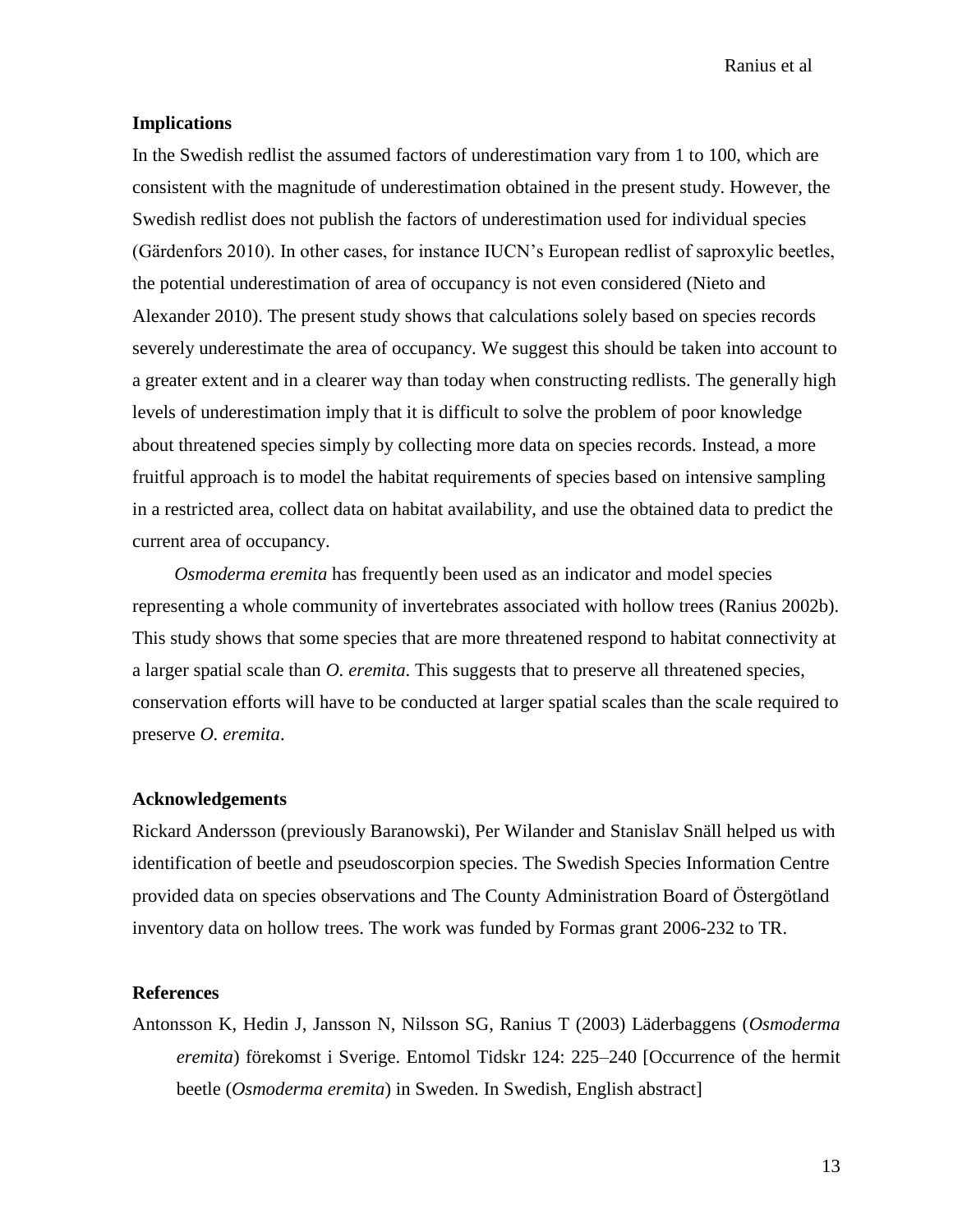## Implications

In the Swedish redlist the assumed factors of underestimation vary from 1 to 100, which are consistent with the magnitude of underestimation obtained in the present study. However, the Swedish redlist does not publish the factors of underestimation used for individual species (Gärdenfors 2010). In other cases, for instance IUCN's European redlist of saproxylic beetles, the potential underestimation of area of occupancy is not even considered (Nieto and Alexander 2010). The present study shows that calculations solely based on species records severely underestimate the area of occupancy. We suggest this should be taken into account to a greater extent and in a clearer way than today when constructing redlists. The generally high levels of underestimation imply that it is difficult to solve the problem of poor knowledge about threatened species simply by collecting more data on species records. Instead, a more fruitful approach is to model the habitat requirements of species based on intensive sampling in a restricted area, collect data on habitat availability, and use the obtained data to predict the current area of occupancy.

*Osmoderma eremita* has frequently been used as an indicator and model species representing a whole community of invertebrates associated with hollow trees (Ranius 2002b). This study shows that some species that are more threatened respond to habitat connectivity at a larger spatial scale than *O. eremita*. This suggests that to preserve all threatened species, conservation efforts will have to be conducted at larger spatial scales than the scale required to preserve *O. eremita*.

## Acknowledgements

Rickard Andersson (previously Baranowski), Per Wilander and Stanislav Snäll helped us with identification of beetle and pseudoscorpion species. The Swedish Species Information Centre provided data on species observations and The County Administration Board of Östergötland inventory data on hollow trees. The work was funded by Formas grant 2006-232 to TR.

## References

Antonsson K, Hedin J, Jansson N, Nilsson SG, Ranius T (2003) Läderbaggens (*Osmoderma eremita*) förekomst i Sverige. Entomol Tidskr 124: 225–240 [Occurrence of the hermit beetle (*Osmoderma eremita*) in Sweden. In Swedish, English abstract]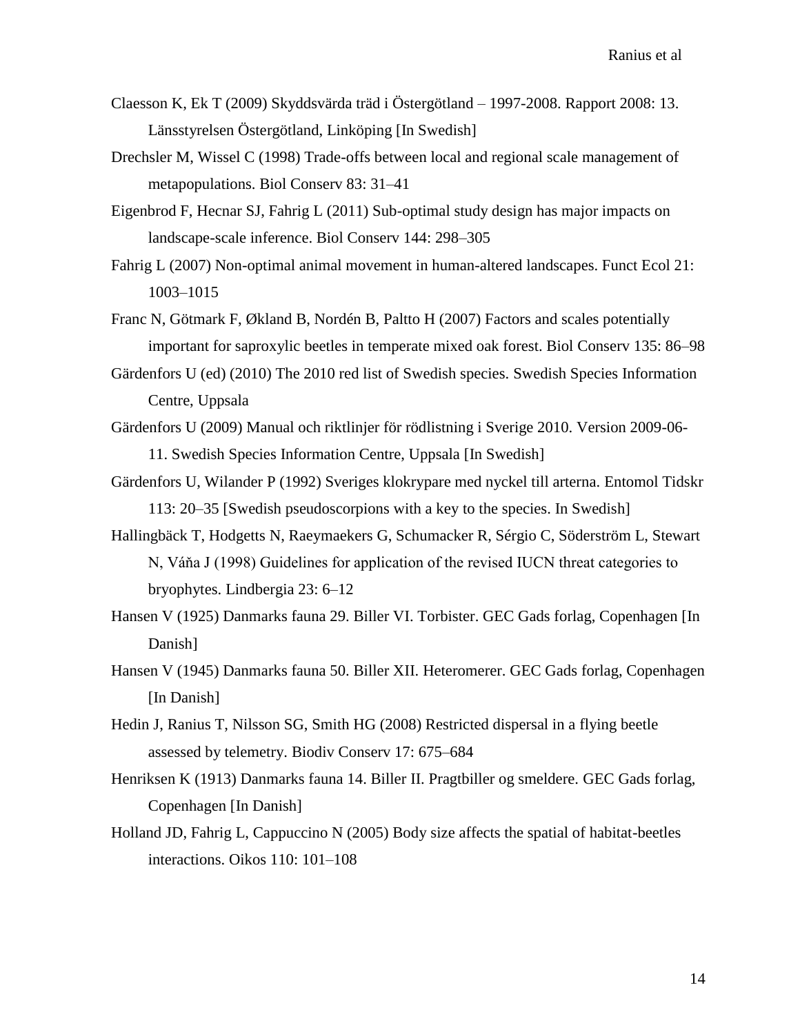Claesson K, Ek T (2009) Skyddsvärda träd i Östergötland – 1997-2008. Rapport 2008: 13. Länsstyrelsen Östergötland, Linköping [In Swedish]

Drechsler M, Wissel C (1998) Trade-offs between local and regional scale management of metapopulations. Biol Conserv 83: 31–41

Eigenbrod F, Hecnar SJ, Fahrig L (2011) Sub-optimal study design has major impacts on landscape-scale inference. Biol Conserv 144: 298–305

Fahrig L (2007) Non-optimal animal movement in human-altered landscapes. Funct Ecol 21: 1003–1015

Franc N, Götmark F, Økland B, Nordén B, Paltto H (2007) Factors and scales potentially important for saproxylic beetles in temperate mixed oak forest. Biol Conserv 135: 86–98

Gärdenfors U (ed) (2010) The 2010 red list of Swedish species. Swedish Species Information Centre, Uppsala

Gärdenfors U (2009) Manual och riktlinjer för rödlistning i Sverige 2010. Version 2009-06-11. Swedish Species Information Centre, Uppsala [In Swedish]

Gärdenfors U, Wilander P (1992) Sveriges klokrypare med nyckel till arterna. Entomol Tidskr 113: 20–35 [Swedish pseudoscorpions with a key to the species. In Swedish]

Hallingbäck T, Hodgetts N, Raeymaekers G, Schumacker R, Sérgio C, Söderström L, Stewart N, Váňa J (1998) Guidelines for application of the revised IUCN threat categories to bryophytes. Lindbergia 23: 6–12

Hansen V (1925) Danmarks fauna 29. Biller VI. Torbister. GEC Gads forlag, Copenhagen [In Danish]

Hansen V (1945) Danmarks fauna 50. Biller XII. Heteromerer. GEC Gads forlag, Copenhagen [In Danish]

Hedin J, Ranius T, Nilsson SG, Smith HG (2008) Restricted dispersal in a flying beetle assessed by telemetry. Biodiv Conserv 17: 675–684

Henriksen K (1913) Danmarks fauna 14. Biller II. Pragtbiller og smeldere. GEC Gads forlag, Copenhagen [In Danish]

Holland JD, Fahrig L, Cappuccino N (2005) Body size affects the spatial of habitat-beetles interactions. Oikos 110: 101–108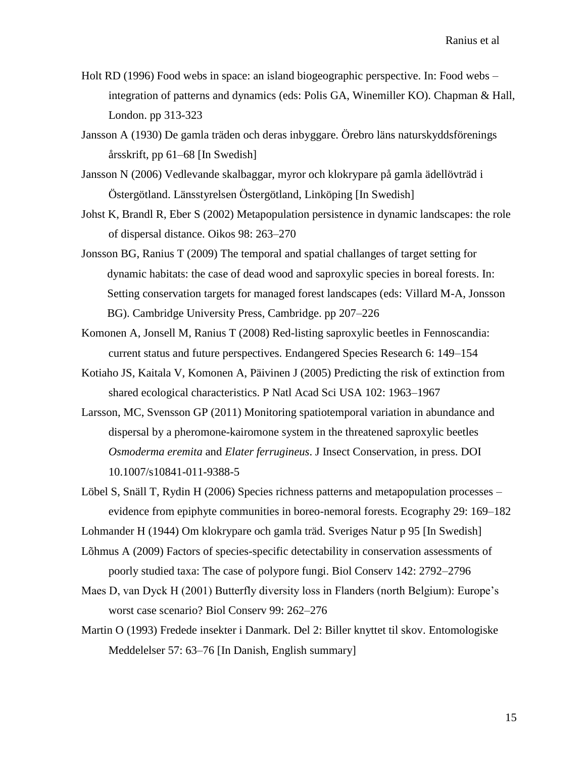Holt RD (1996) Food webs in space: an island biogeographic perspective. In: Food webs – integration of patterns and dynamics (eds: Polis GA, Winemiller KO). Chapman & Hall, London. pp 313-323

Jansson A (1930) De gamla träden och deras inbyggare. Örebro läns naturskyddsförenings årsskrift, pp 61–68 [In Swedish]

Jansson N (2006) Vedlevande skalbaggar, myror och klokrypare på gamla ädellövträd i Östergötland. Länsstyrelsen Östergötland, Linköping [In Swedish]

Johst K, Brandl R, Eber S (2002) Metapopulation persistence in dynamic landscapes: the role of dispersal distance. Oikos 98: 263–270

Jonsson BG, Ranius T (2009) The temporal and spatial challanges of target setting for dynamic habitats: the case of dead wood and saproxylic species in boreal forests. In: Setting conservation targets for managed forest landscapes (eds: Villard M-A, Jonsson BG). Cambridge University Press, Cambridge. pp 207–226

Komonen A, Jonsell M, Ranius T (2008) Red-listing saproxylic beetles in Fennoscandia: current status and future perspectives. Endangered Species Research 6: 149–154

Kotiaho JS, Kaitala V, Komonen A, Päivinen J (2005) Predicting the risk of extinction from shared ecological characteristics. P Natl Acad Sci USA 102: 1963–1967

Larsson, MC, Svensson GP (2011) Monitoring spatiotemporal variation in abundance and dispersal by a pheromone-kairomone system in the threatened saproxylic beetles *Osmoderma eremita* and *Elater ferrugineus*. J Insect Conservation, in press. DOI 10.1007/s10841-011-9388-5

Löbel S, Snäll T, Rydin H (2006) Species richness patterns and metapopulation processes – evidence from epiphyte communities in boreo-nemoral forests. Ecography 29: 169–182

Lohmander H (1944) Om klokrypare och gamla träd. Sveriges Natur p 95 [In Swedish]

Lõhmus A (2009) Factors of species-specific detectability in conservation assessments of poorly studied taxa: The case of polypore fungi. Biol Conserv 142: 2792–2796

Maes D, van Dyck H (2001) Butterfly diversity loss in Flanders (north Belgium): Europe's worst case scenario? Biol Conserv 99: 262–276

Martin O (1993) Fredede insekter i Danmark. Del 2: Biller knyttet til skov. Entomologiske Meddelelser 57: 63–76 [In Danish, English summary]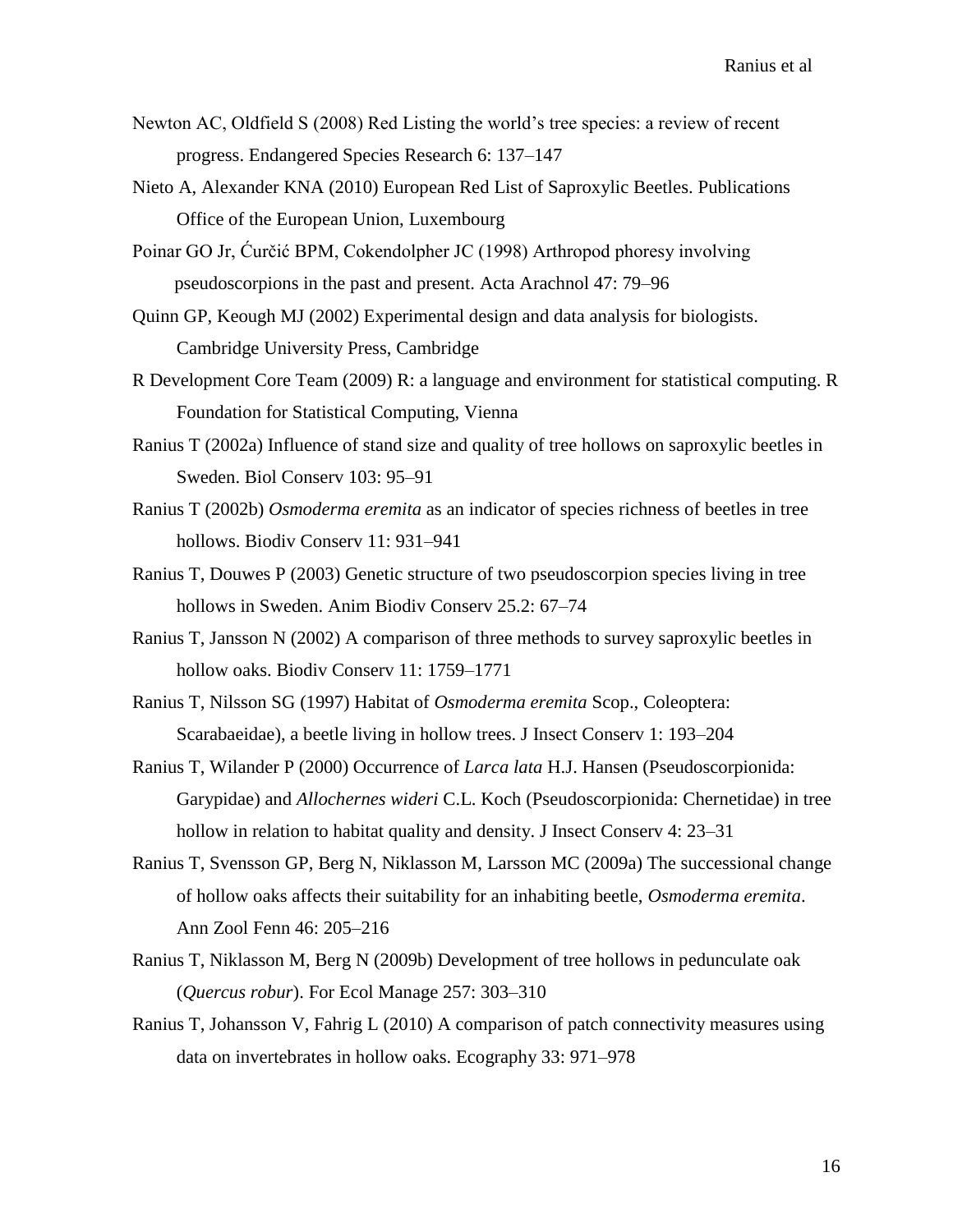Newton AC, Oldfield S (2008) Red Listing the world's tree species: a review of recent progress. Endangered Species Research 6: 137–147

Nieto A, Alexander KNA (2010) European Red List of Saproxylic Beetles. Publications Office of the European Union, Luxembourg

Poinar GO Jr, Ćurčić BPM, Cokendolpher JC (1998) Arthropod phoresy involving pseudoscorpions in the past and present. Acta Arachnol 47: 79–96

Quinn GP, Keough MJ (2002) Experimental design and data analysis for biologists. Cambridge University Press, Cambridge

R Development Core Team (2009) R: a language and environment for statistical computing. R Foundation for Statistical Computing, Vienna

Ranius T (2002a) Influence of stand size and quality of tree hollows on saproxylic beetles in Sweden. Biol Conserv 103: 95–91

Ranius T (2002b) *Osmoderma eremita* as an indicator of species richness of beetles in tree hollows. Biodiv Conserv 11: 931–941

Ranius T, Douwes P (2003) Genetic structure of two pseudoscorpion species living in tree hollows in Sweden. Anim Biodiv Conserv 25.2: 67–74

Ranius T, Jansson N (2002) A comparison of three methods to survey saproxylic beetles in hollow oaks. Biodiv Conserv 11: 1759–1771

Ranius T, Nilsson SG (1997) Habitat of *Osmoderma eremita* Scop., Coleoptera: Scarabaeidae), a beetle living in hollow trees. J Insect Conserv 1: 193–204

Ranius T, Wilander P (2000) Occurrence of *Larca lata* H.J. Hansen (Pseudoscorpionida: Garypidae) and *Allochernes wideri* C.L. Koch (Pseudoscorpionida: Chernetidae) in tree hollow in relation to habitat quality and density. J Insect Conserv 4: 23–31

Ranius T, Svensson GP, Berg N, Niklasson M, Larsson MC (2009a) The successional change of hollow oaks affects their suitability for an inhabiting beetle, *Osmoderma eremita*. Ann Zool Fenn 46: 205–216

Ranius T, Niklasson M, Berg N (2009b) Development of tree hollows in pedunculate oak (*Quercus robur*). For Ecol Manage 257: 303–310

Ranius T, Johansson V, Fahrig L (2010) A comparison of patch connectivity measures using data on invertebrates in hollow oaks. Ecography 33: 971–978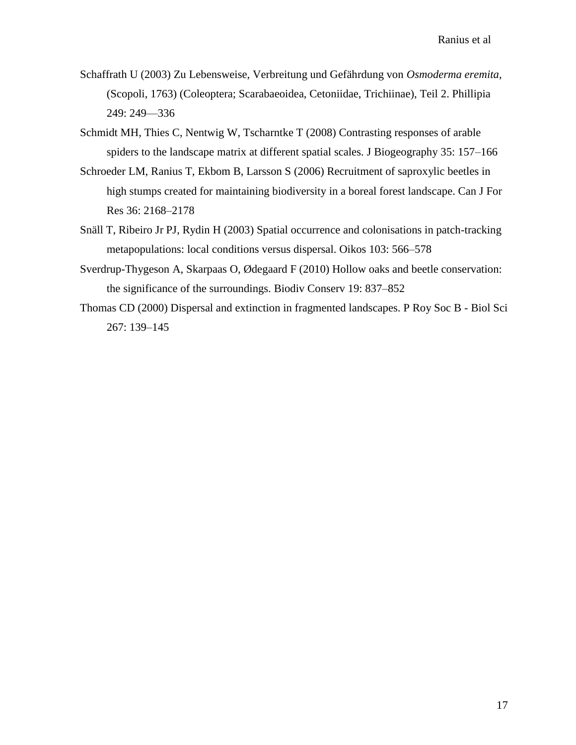Schaffrath U (2003) Zu Lebensweise, Verbreitung und Gefährdung von *Osmoderma eremita*, (Scopoli, 1763) (Coleoptera; Scarabaeoidea, Cetoniidae, Trichiinae), Teil 2. Phillipia 249: 249—336

Schmidt MH, Thies C, Nentwig W, Tscharntke T (2008) Contrasting responses of arable spiders to the landscape matrix at different spatial scales. J Biogeography 35: 157–166

Schroeder LM, Ranius T, Ekbom B, Larsson S (2006) Recruitment of saproxylic beetles in high stumps created for maintaining biodiversity in a boreal forest landscape. Can J For Res 36: 2168–2178

Snäll T, Ribeiro Jr PJ, Rydin H (2003) Spatial occurrence and colonisations in patch-tracking metapopulations: local conditions versus dispersal. Oikos 103: 566–578

Sverdrup-Thygeson A, Skarpaas O, Ødegaard F (2010) Hollow oaks and beetle conservation: the significance of the surroundings. Biodiv Conserv 19: 837–852

Thomas CD (2000) Dispersal and extinction in fragmented landscapes. P Roy Soc B - Biol Sci 267: 139–145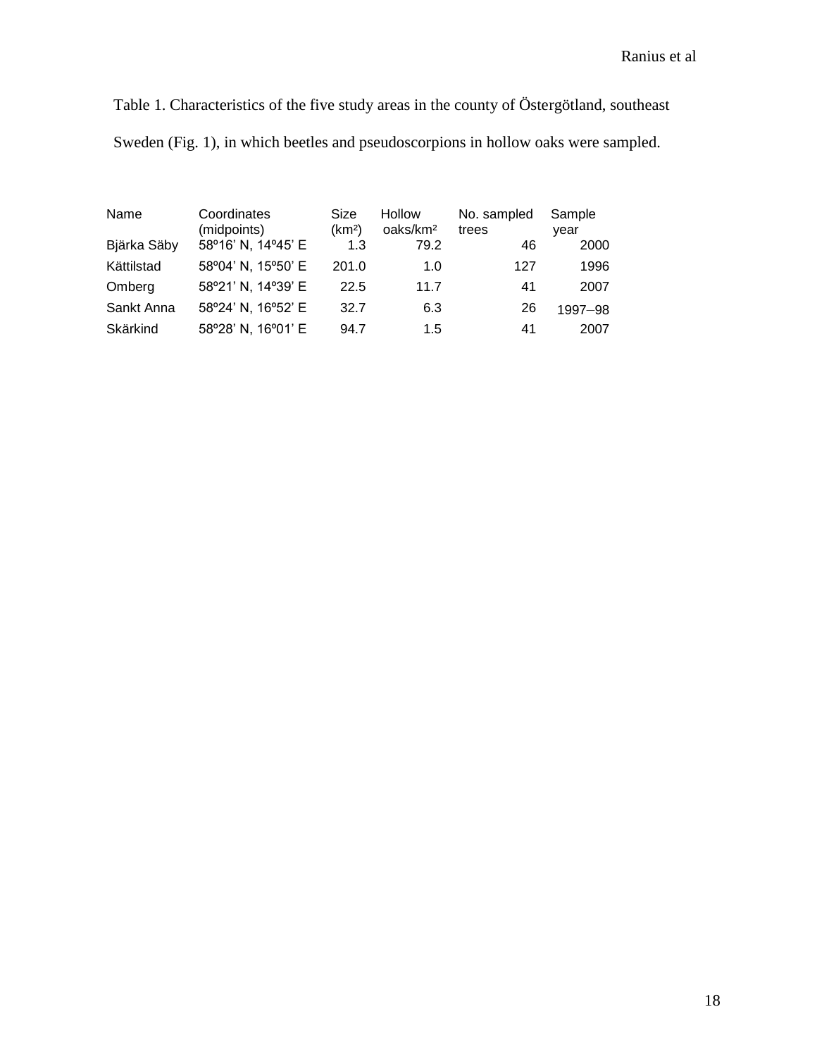Table 1. Characteristics of the five study areas in the county of Östergötland, southeast Sweden (Fig. 1), in which beetles and pseudoscorpions in hollow oaks were sampled.

| Name | Coordinates (midpoints) | Size ($km^2$) | Hollow oaks/$km^2$ | No. sampled trees | Sample year |
|---|---|---|---|---|---|
| Bjärka Säby | 58º16’ N, 14º45’ E | 1.3 | 79.2 | 46 | 2000 |
| Kättilstad | 58º04’ N, 15º50’ E | 201.0 | 1.0 | 127 | 1996 |
| Omberg | 58º21’ N, 14º39’ E | 22.5 | 11.7 | 41 | 2007 |
| Sankt Anna | 58º24’ N, 16º52’ E | 32.7 | 6.3 | 26 | 1997–98 |
| Skärkind | 58º28’ N, 16º01’ E | 94.7 | 1.5 | 41 | 2007 |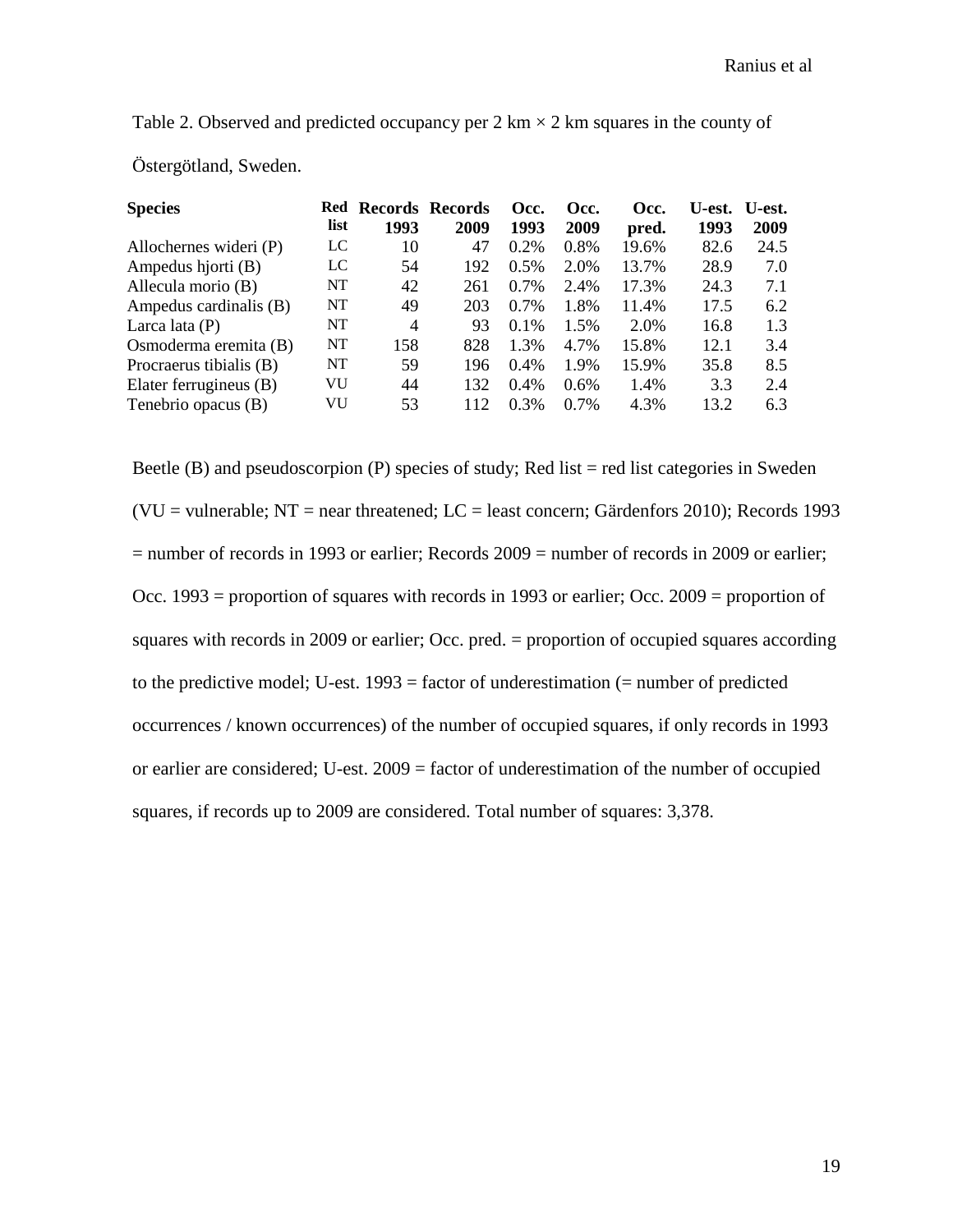Table 2. Observed and predicted occupancy per 2 km × 2 km squares in the county of Östergötland, Sweden.

| Species | Red list | Records 1993 | Records 2009 | Occ. 1993 | Occ. 2009 | Occ. pred. | U-est. 1993 | U-est. 2009 |
|---|---|---|---|---|---|---|---|---|
| Allochernes wideri (P) | LC | 10 | 47 | 0.2% | 0.8% | 19.6% | 82.6 | 24.5 |
| Ampedus hjorti (B) | LC | 54 | 192 | 0.5% | 2.0% | 13.7% | 28.9 | 7.0 |
| Allecula morio (B) | NT | 42 | 261 | 0.7% | 2.4% | 17.3% | 24.3 | 7.1 |
| Ampedus cardinalis (B) | NT | 49 | 203 | 0.7% | 1.8% | 11.4% | 17.5 | 6.2 |
| Larca lata (P) | NT | 4 | 93 | 0.1% | 1.5% | 2.0% | 16.8 | 1.3 |
| Osmoderma eremita (B) | NT | 158 | 828 | 1.3% | 4.7% | 15.8% | 12.1 | 3.4 |
| Procraerus tibialis (B) | NT | 59 | 196 | 0.4% | 1.9% | 15.9% | 35.8 | 8.5 |
| Elater ferrugineus (B) | VU | 44 | 132 | 0.4% | 0.6% | 1.4% | 3.3 | 2.4 |
| Tenebrio opacus (B) | VU | 53 | 112 | 0.3% | 0.7% | 4.3% | 13.2 | 6.3 |

Beetle (B) and pseudoscorpion (P) species of study; Red list = red list categories in Sweden (VU = vulnerable; NT = near threatened; LC = least concern; Gärdenfors 2010); Records 1993 = number of records in 1993 or earlier; Records 2009 = number of records in 2009 or earlier; Occ. 1993 = proportion of squares with records in 1993 or earlier; Occ. 2009 = proportion of squares with records in 2009 or earlier; Occ. pred. = proportion of occupied squares according to the predictive model; U-est. 1993 = factor of underestimation (= number of predicted occurrences / known occurrences) of the number of occupied squares, if only records in 1993 or earlier are considered; U-est. 2009 = factor of underestimation of the number of occupied squares, if records up to 2009 are considered. Total number of squares: 3,378.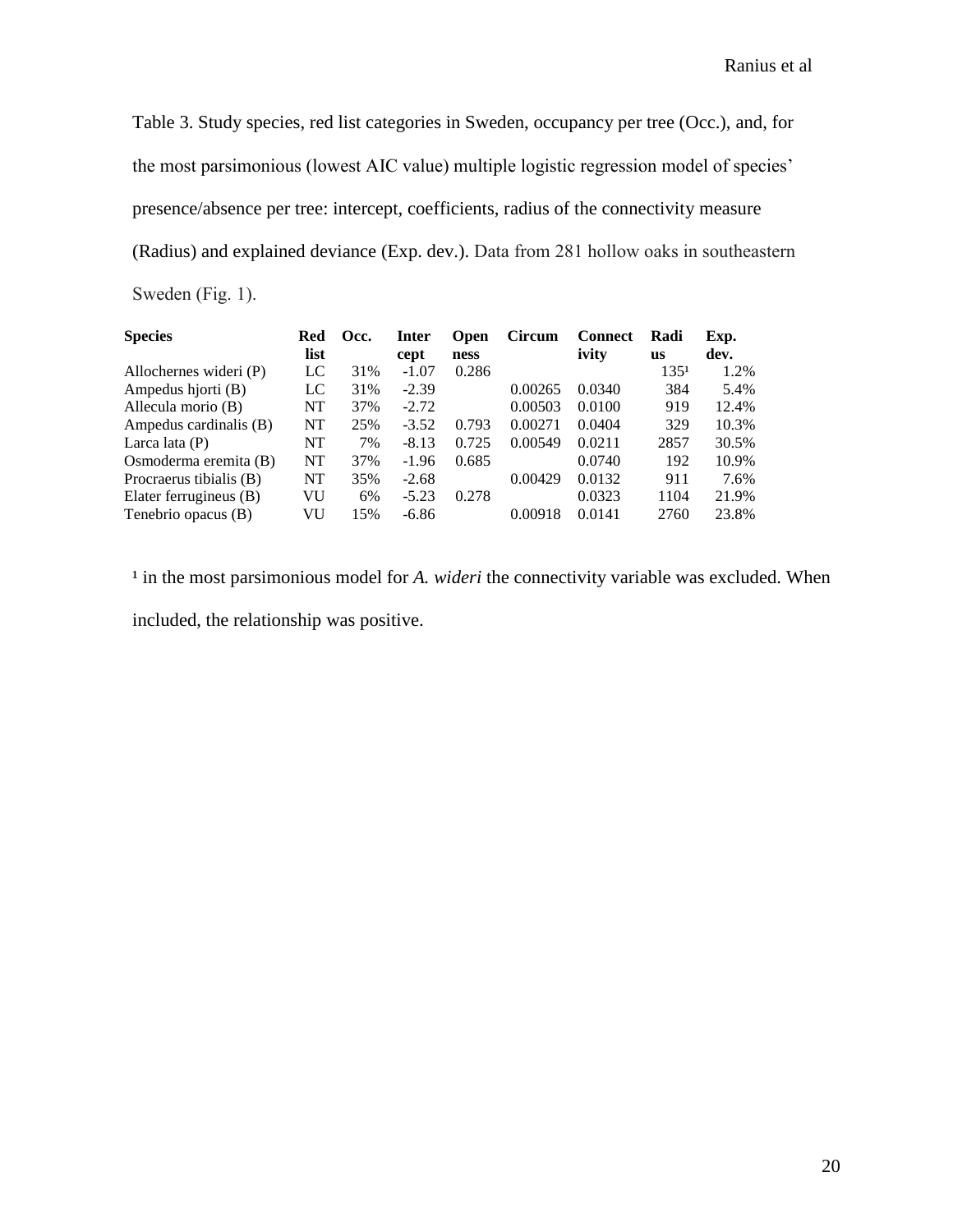Table 3. Study species, red list categories in Sweden, occupancy per tree (Occ.), and, for the most parsimonious (lowest AIC value) multiple logistic regression model of species' presence/absence per tree: intercept, coefficients, radius of the connectivity measure (Radius) and explained deviance (Exp. dev.). Data from 281 hollow oaks in southeastern Sweden (Fig. 1).

| Species | Red list | Occ. | Intercept | Openness | Circum | Connectivity | Radius | Exp. dev. |
|---|---|---|---|---|---|---|---|---|
| Allochernes wideri (P) | LC | 31% | -1.07 | 0.286 | | | 135[1] | 1.2% |
| Ampedus hjorti (B) | LC | 31% | -2.39 | | 0.00265 | 0.0340 | 384 | 5.4% |
| Allecula morio (B) | NT | 37% | -2.72 | | 0.00503 | 0.0100 | 919 | 12.4% |
| Ampedus cardinalis (B) | NT | 25% | -3.52 | 0.793 | 0.00271 | 0.0404 | 329 | 10.3% |
| Larca lata (P) | NT | 7% | -8.13 | 0.725 | 0.00549 | 0.0211 | 2857 | 30.5% |
| Osmoderma eremita (B) | NT | 37% | -1.96 | 0.685 | | 0.0740 | 192 | 10.9% |
| Procraerus tibialis (B) | NT | 35% | -2.68 | | 0.00429 | 0.0132 | 911 | 7.6% |
| Elater ferrugineus (B) | VU | 6% | -5.23 | 0.278 | | 0.0323 | 1104 | 21.9% |
| Tenebrio opacus (B) | VU | 15% | -6.86 | | 0.00918 | 0.0141 | 2760 | 23.8% |

[1] in the most parsimonious model for *A. wideri* the connectivity variable was excluded. When included, the relationship was positive.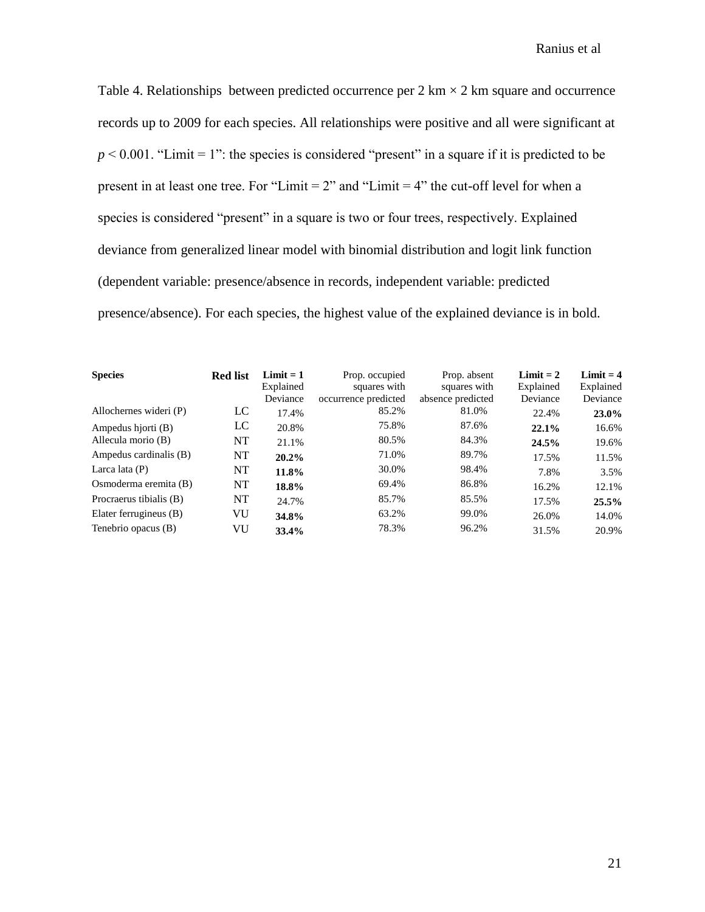Table 4. Relationships between predicted occurrence per 2 km × 2 km square and occurrence records up to 2009 for each species. All relationships were positive and all were significant at $p < 0.001$. "Limit = 1": the species is considered "present" in a square if it is predicted to be present in at least one tree. For "Limit = 2" and "Limit = 4" the cut-off level for when a species is considered "present" in a square is two or four trees, respectively. Explained deviance from generalized linear model with binomial distribution and logit link function (dependent variable: presence/absence in records, independent variable: predicted presence/absence). For each species, the highest value of the explained deviance is in bold.

| **Species** | **Red list** | **Limit = 1** Explained Deviance | Prop. occupied squares with occurrence predicted | Prop. absent squares with absence predicted | **Limit = 2** Explained Deviance | **Limit = 4** Explained Deviance |
|---|---|---|---|---|---|---|
| Allochernes wideri (P) | LC | 17.4% | 85.2% | 81.0% | 22.4% | **23.0%** |
| Ampedus hjorti (B) | LC | 20.8% | 75.8% | 87.6% | **22.1%** | 16.6% |
| Allecula morio (B) | NT | 21.1% | 80.5% | 84.3% | **24.5%** | 19.6% |
| Ampedus cardinalis (B) | NT | **20.2%** | 71.0% | 89.7% | 17.5% | 11.5% |
| Larca lata (P) | NT | **11.8%** | 30.0% | 98.4% | 7.8% | 3.5% |
| Osmoderma eremita (B) | NT | **18.8%** | 69.4% | 86.8% | 16.2% | 12.1% |
| Procraerus tibialis (B) | NT | 24.7% | 85.7% | 85.5% | 17.5% | **25.5%** |
| Elater ferrugineus (B) | VU | **34.8%** | 63.2% | 99.0% | 26.0% | 14.0% |
| Tenebrio opacus (B) | VU | **33.4%** | 78.3% | 96.2% | 31.5% | 20.9% |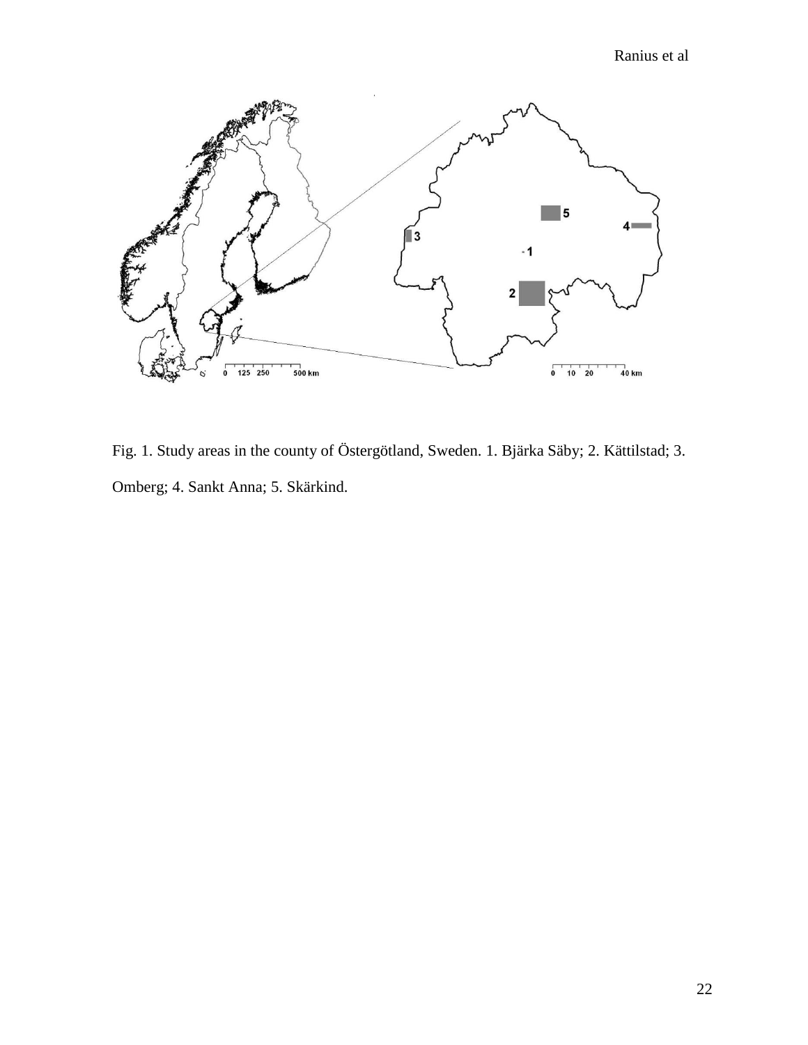Fig. 1. Study areas in the county of Östergötland, Sweden. 1. Bjärka Säby; 2. Kättilstad; 3. Omberg; 4. Sankt Anna; 5. Skärkind.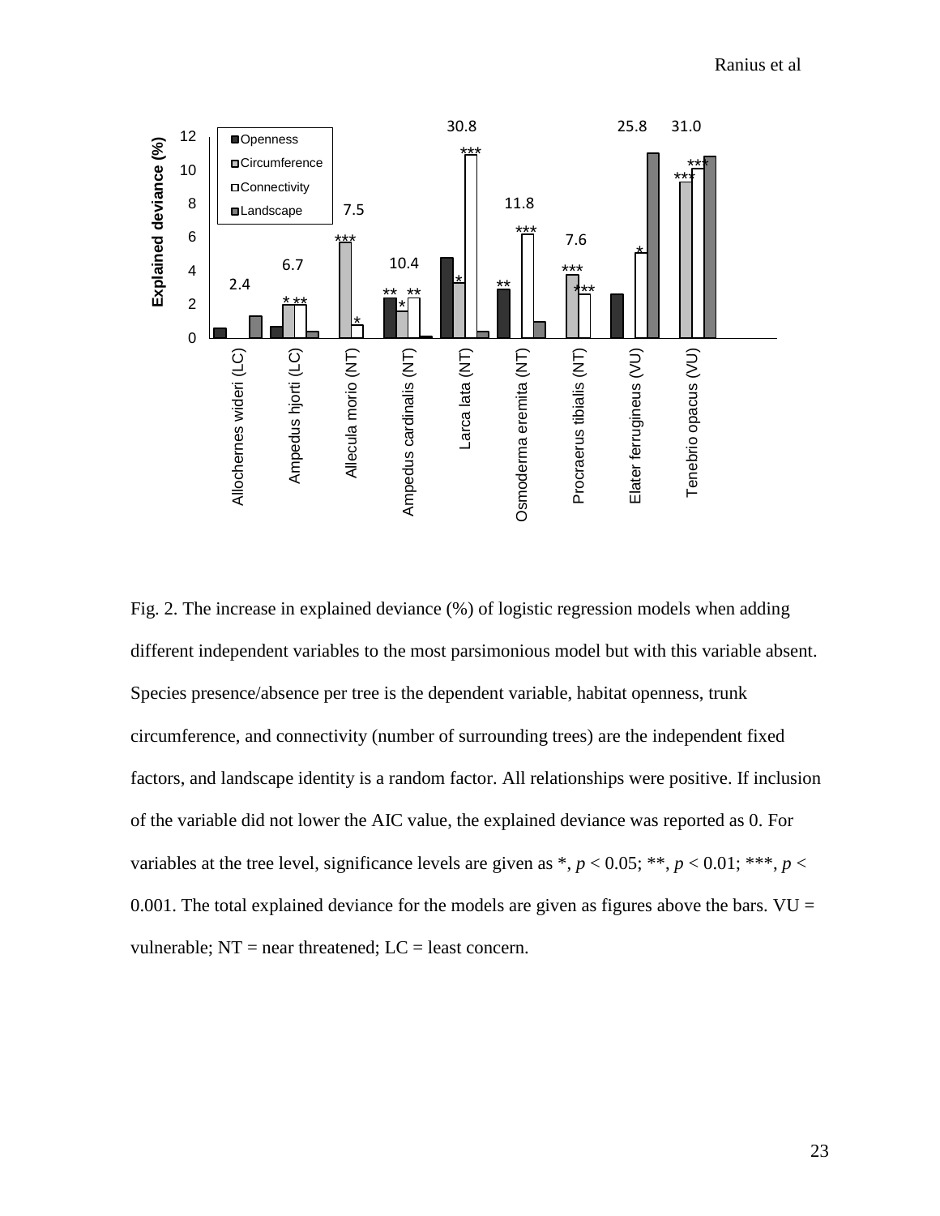Fig. 2. The increase in explained deviance (%) of logistic regression models when adding different independent variables to the most parsimonious model but with this variable absent. Species presence/absence per tree is the dependent variable, habitat openness, trunk circumference, and connectivity (number of surrounding trees) are the independent fixed factors, and landscape identity is a random factor. All relationships were positive. If inclusion of the variable did not lower the AIC value, the explained deviance was reported as 0. For variables at the tree level, significance levels are given as *, $p < 0.05$; **, $p < 0.01$; ***, $p < 0.001$. The total explained deviance for the models are given as figures above the bars. VU = vulnerable; NT = near threatened; LC = least concern.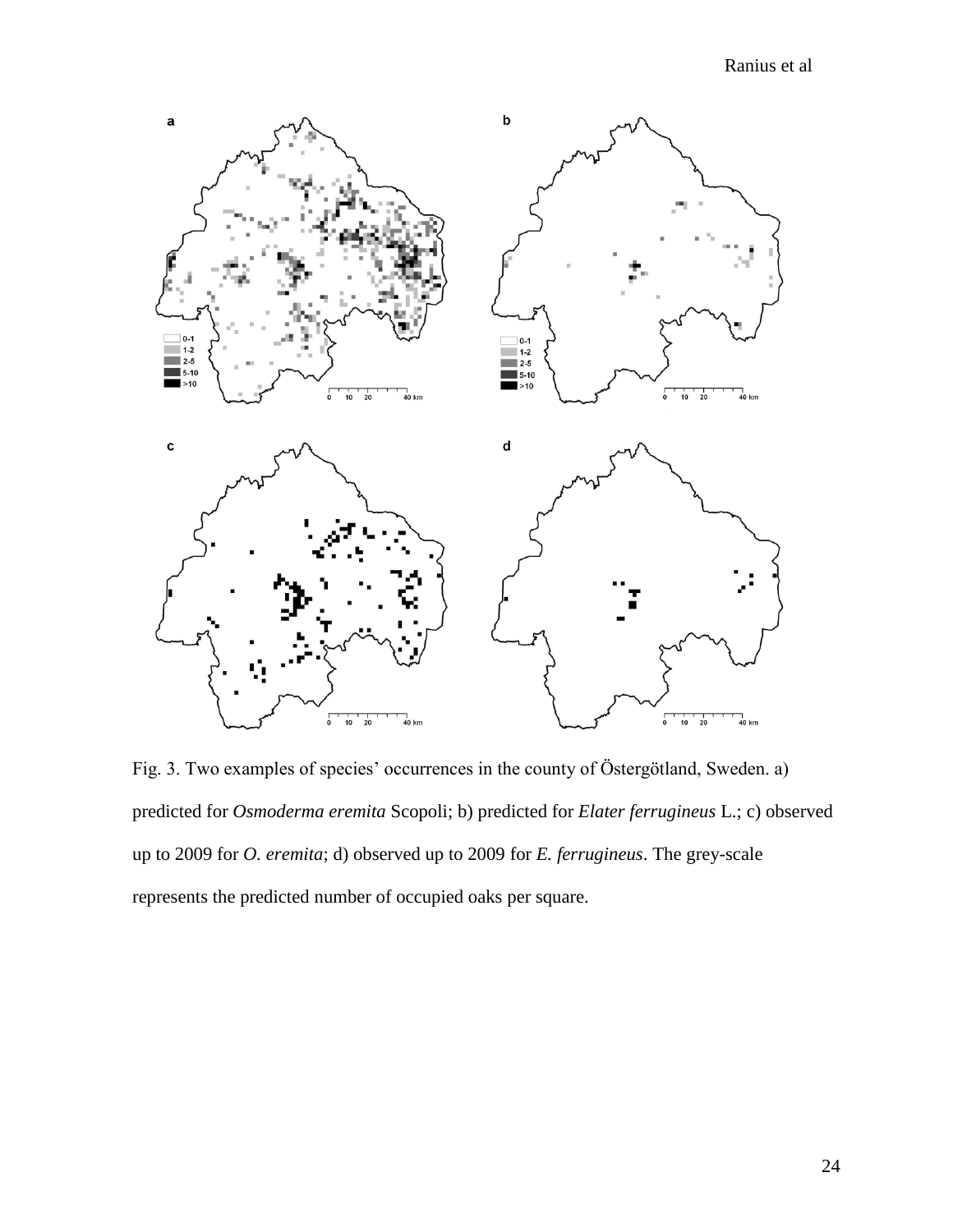Fig. 3. Two examples of species' occurrences in the county of Östergötland, Sweden. a) predicted for *Osmoderma eremita* Scopoli; b) predicted for *Elater ferrugineus* L.; c) observed up to 2009 for *O. eremita*; d) observed up to 2009 for *E. ferrugineus*. The grey-scale represents the predicted number of occupied oaks per square.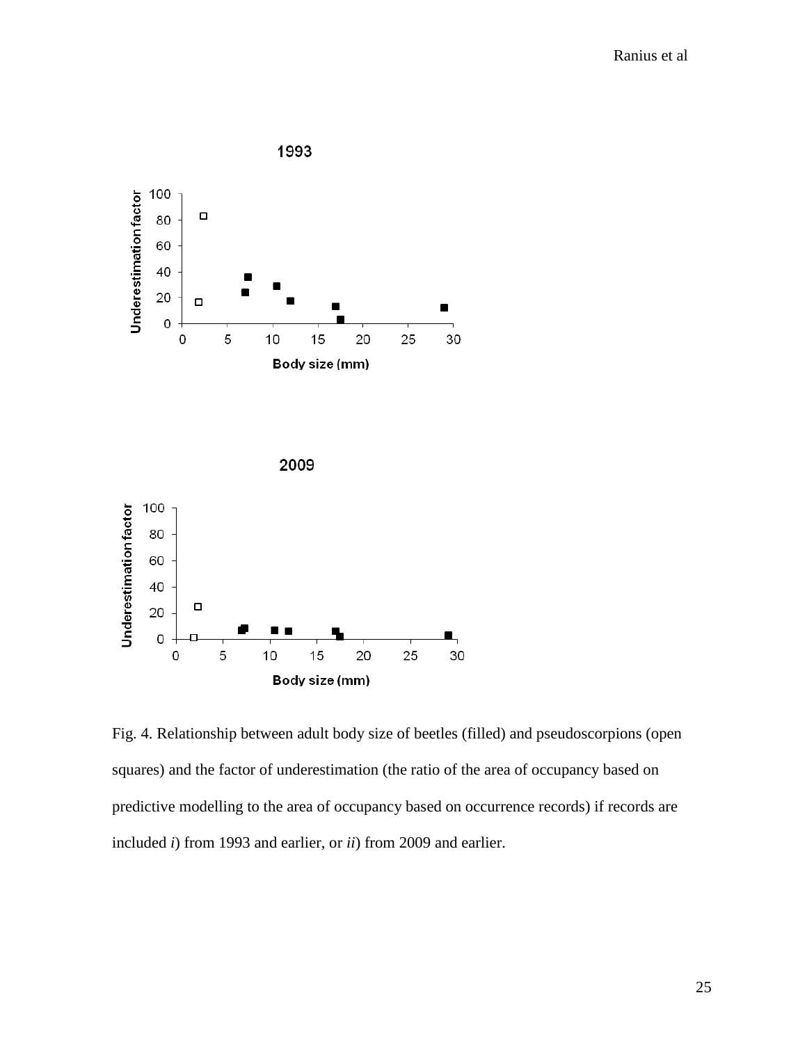1993

Underestimation factor

100
80
60
40
20
0

0 5 10 15 20 25 30

Body size (mm)

2009

Underestimation factor

100
80
60
40
20
0

0 5 10 15 20 25 30

Body size (mm)

Fig. 4. Relationship between adult body size of beetles (filled) and pseudoscorpions (open squares) and the factor of underestimation (the ratio of the area of occupancy based on predictive modelling to the area of occupancy based on occurrence records) if records are included *i*) from 1993 and earlier, or *ii*) from 2009 and earlier.